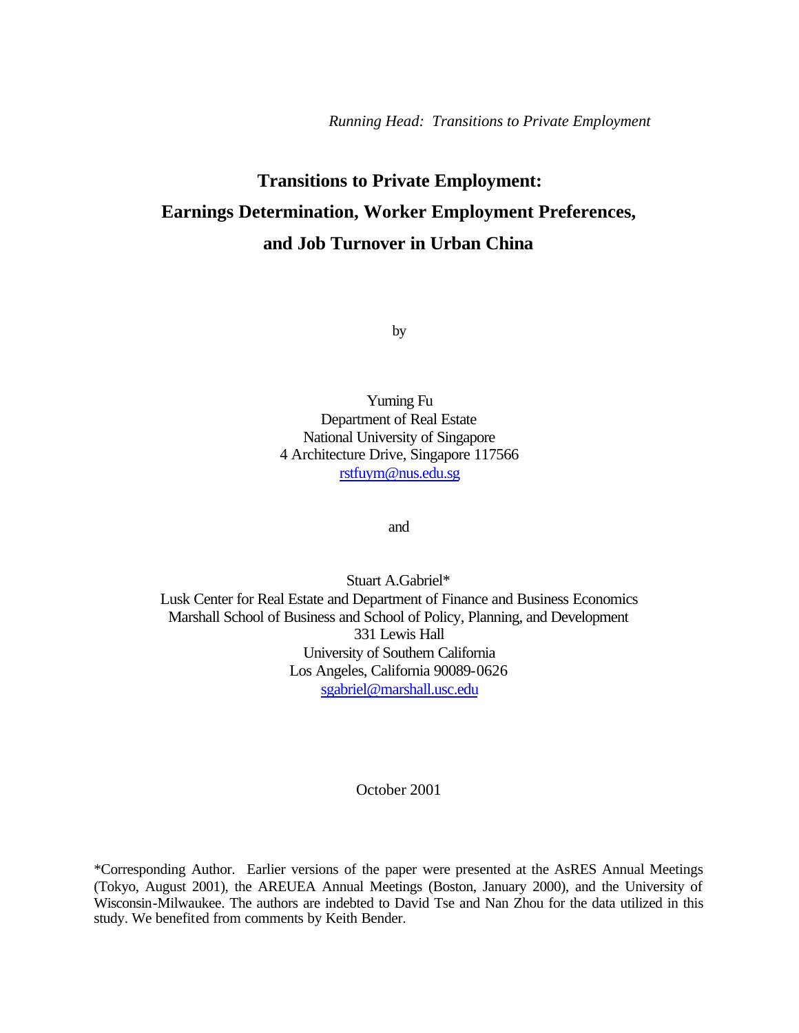*Running Head: Transitions to Private Employment*

# Transitions to Private Employment: Earnings Determination, Worker Employment Preferences, and Job Turnover in Urban China

by

Yuming Fu
Department of Real Estate
National University of Singapore
4 Architecture Drive, Singapore 117566
rstfuym@nus.edu.sg

and

Stuart A.Gabriel*
Lusk Center for Real Estate and Department of Finance and Business Economics
Marshall School of Business and School of Policy, Planning, and Development
331 Lewis Hall
University of Southern California
Los Angeles, California 90089-0626
sgabriel@marshall.usc.edu

October 2001

*Corresponding Author. Earlier versions of the paper were presented at the AsRES Annual Meetings (Tokyo, August 2001), the AREUEA Annual Meetings (Boston, January 2000), and the University of Wisconsin-Milwaukee. The authors are indebted to David Tse and Nan Zhou for the data utilized in this study. We benefited from comments by Keith Bender.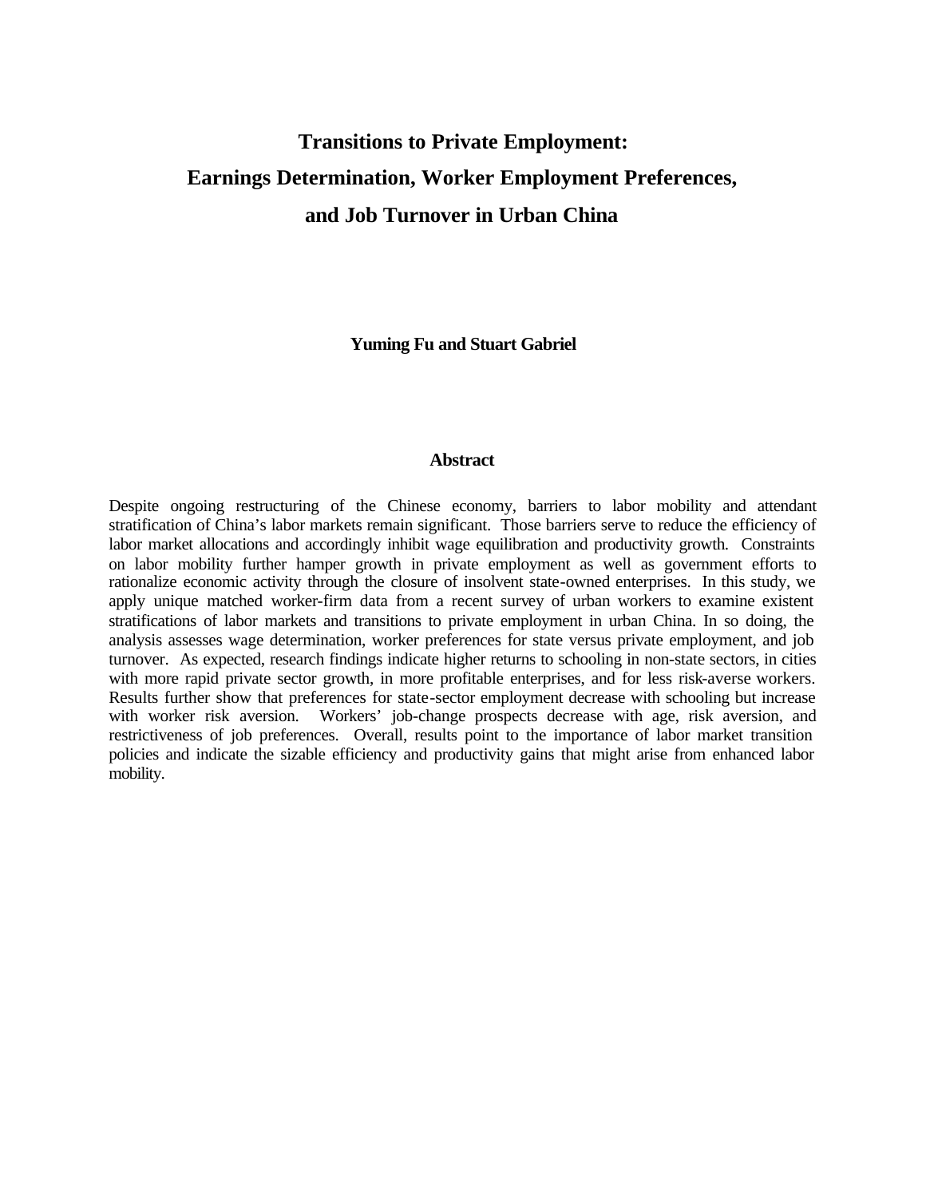# Transitions to Private Employment: Earnings Determination, Worker Employment Preferences, and Job Turnover in Urban China

**Yuming Fu and Stuart Gabriel**

## Abstract

Despite ongoing restructuring of the Chinese economy, barriers to labor mobility and attendant stratification of China's labor markets remain significant. Those barriers serve to reduce the efficiency of labor market allocations and accordingly inhibit wage equilibration and productivity growth. Constraints on labor mobility further hamper growth in private employment as well as government efforts to rationalize economic activity through the closure of insolvent state-owned enterprises. In this study, we apply unique matched worker-firm data from a recent survey of urban workers to examine existent stratifications of labor markets and transitions to private employment in urban China. In so doing, the analysis assesses wage determination, worker preferences for state versus private employment, and job turnover. As expected, research findings indicate higher returns to schooling in non-state sectors, in cities with more rapid private sector growth, in more profitable enterprises, and for less risk-averse workers. Results further show that preferences for state-sector employment decrease with schooling but increase with worker risk aversion. Workers' job-change prospects decrease with age, risk aversion, and restrictiveness of job preferences. Overall, results point to the importance of labor market transition policies and indicate the sizable efficiency and productivity gains that might arise from enhanced labor mobility.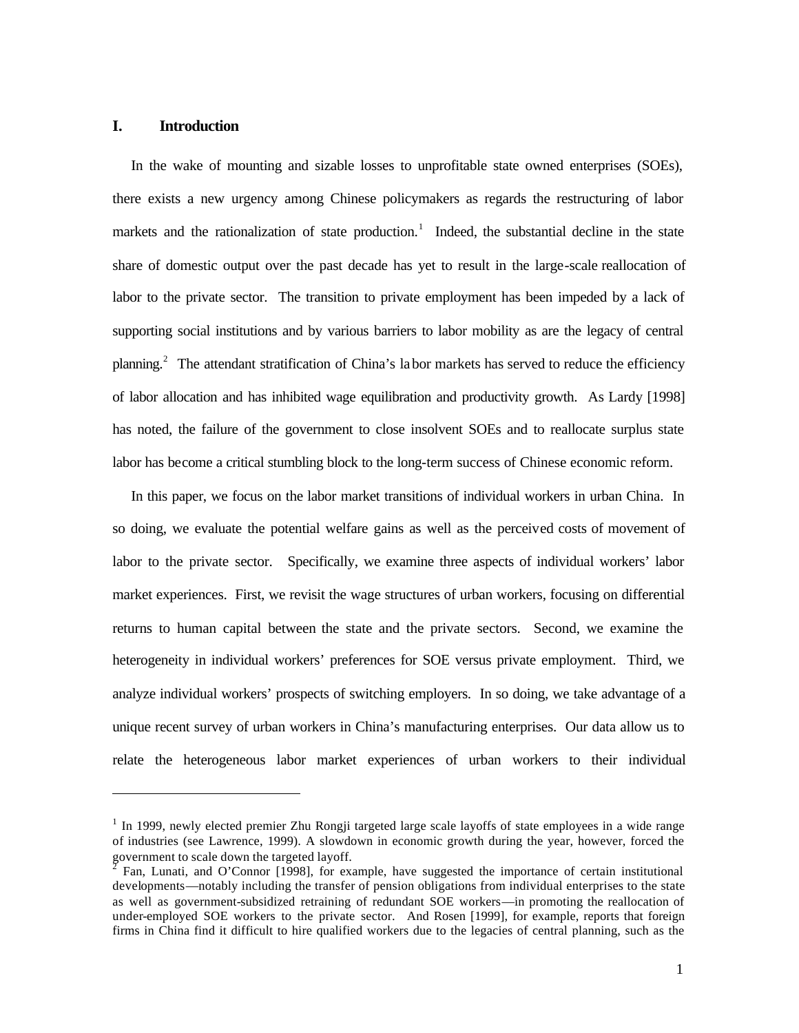## I. Introduction

In the wake of mounting and sizable losses to unprofitable state owned enterprises (SOEs), there exists a new urgency among Chinese policymakers as regards the restructuring of labor markets and the rationalization of state production.[1] Indeed, the substantial decline in the state share of domestic output over the past decade has yet to result in the large-scale reallocation of labor to the private sector. The transition to private employment has been impeded by a lack of supporting social institutions and by various barriers to labor mobility as are the legacy of central planning.[2] The attendant stratification of China's labor markets has served to reduce the efficiency of labor allocation and has inhibited wage equilibration and productivity growth. As Lardy [1998] has noted, the failure of the government to close insolvent SOEs and to reallocate surplus state labor has become a critical stumbling block to the long-term success of Chinese economic reform.

In this paper, we focus on the labor market transitions of individual workers in urban China. In so doing, we evaluate the potential welfare gains as well as the perceived costs of movement of labor to the private sector. Specifically, we examine three aspects of individual workers' labor market experiences. First, we revisit the wage structures of urban workers, focusing on differential returns to human capital between the state and the private sectors. Second, we examine the heterogeneity in individual workers' preferences for SOE versus private employment. Third, we analyze individual workers' prospects of switching employers. In so doing, we take advantage of a unique recent survey of urban workers in China's manufacturing enterprises. Our data allow us to relate the heterogeneous labor market experiences of urban workers to their individual

---

[1] In 1999, newly elected premier Zhu Rongji targeted large scale layoffs of state employees in a wide range of industries (see Lawrence, 1999). A slowdown in economic growth during the year, however, forced the government to scale down the targeted layoff.

[2] Fan, Lunati, and O'Connor [1998], for example, have suggested the importance of certain institutional developments—notably including the transfer of pension obligations from individual enterprises to the state as well as government-subsidized retraining of redundant SOE workers—in promoting the reallocation of under-employed SOE workers to the private sector. And Rosen [1999], for example, reports that foreign firms in China find it difficult to hire qualified workers due to the legacies of central planning, such as the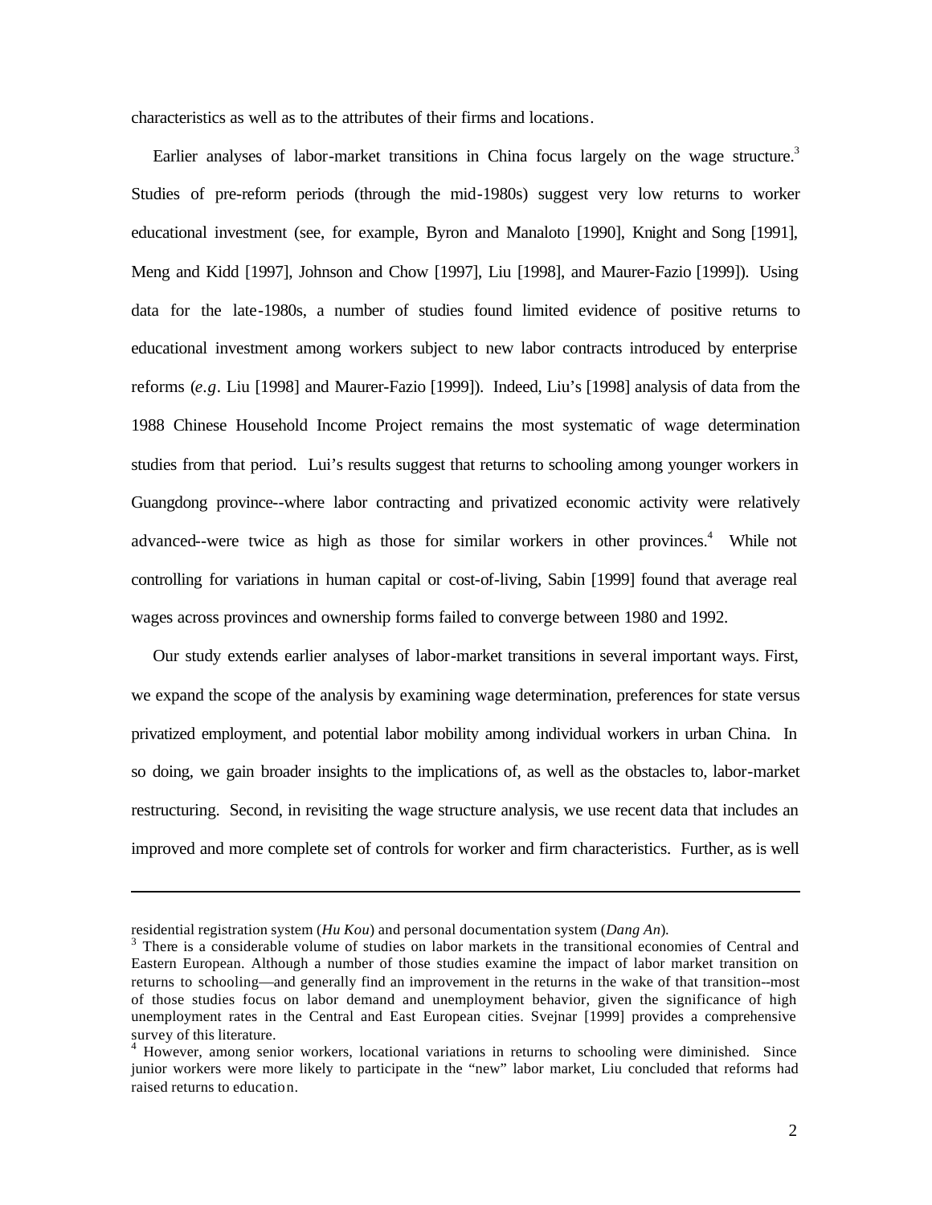characteristics as well as to the attributes of their firms and locations.

Earlier analyses of labor-market transitions in China focus largely on the wage structure.[3] Studies of pre-reform periods (through the mid-1980s) suggest very low returns to worker educational investment (see, for example, Byron and Manaloto [1990], Knight and Song [1991], Meng and Kidd [1997], Johnson and Chow [1997], Liu [1998], and Maurer-Fazio [1999]). Using data for the late-1980s, a number of studies found limited evidence of positive returns to educational investment among workers subject to new labor contracts introduced by enterprise reforms (*e.g*. Liu [1998] and Maurer-Fazio [1999]). Indeed, Liu's [1998] analysis of data from the 1988 Chinese Household Income Project remains the most systematic of wage determination studies from that period. Lui's results suggest that returns to schooling among younger workers in Guangdong province--where labor contracting and privatized economic activity were relatively advanced--were twice as high as those for similar workers in other provinces.[4] While not controlling for variations in human capital or cost-of-living, Sabin [1999] found that average real wages across provinces and ownership forms failed to converge between 1980 and 1992.

Our study extends earlier analyses of labor-market transitions in several important ways. First, we expand the scope of the analysis by examining wage determination, preferences for state versus privatized employment, and potential labor mobility among individual workers in urban China. In so doing, we gain broader insights to the implications of, as well as the obstacles to, labor-market restructuring. Second, in revisiting the wage structure analysis, we use recent data that includes an improved and more complete set of controls for worker and firm characteristics. Further, as is well

---

residential registration system (*Hu Kou*) and personal documentation system (*Dang An*).

[3] There is a considerable volume of studies on labor markets in the transitional economies of Central and Eastern European. Although a number of those studies examine the impact of labor market transition on returns to schooling—and generally find an improvement in the returns in the wake of that transition--most of those studies focus on labor demand and unemployment behavior, given the significance of high unemployment rates in the Central and East European cities. Svejnar [1999] provides a comprehensive survey of this literature.

[4] However, among senior workers, locational variations in returns to schooling were diminished. Since junior workers were more likely to participate in the "new" labor market, Liu concluded that reforms had raised returns to education.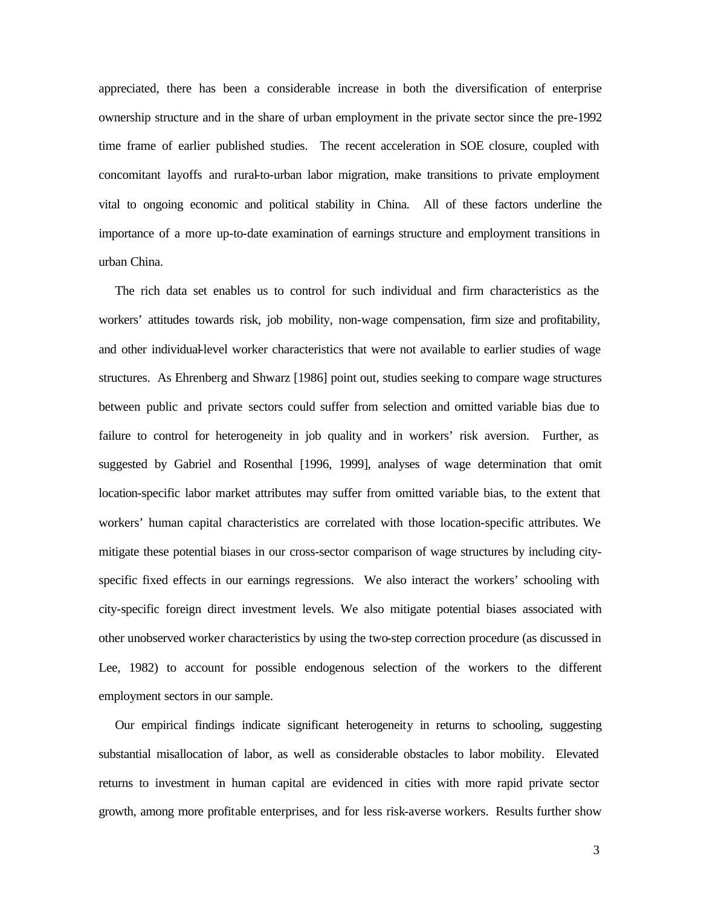appreciated, there has been a considerable increase in both the diversification of enterprise ownership structure and in the share of urban employment in the private sector since the pre-1992 time frame of earlier published studies. The recent acceleration in SOE closure, coupled with concomitant layoffs and rural-to-urban labor migration, make transitions to private employment vital to ongoing economic and political stability in China. All of these factors underline the importance of a more up-to-date examination of earnings structure and employment transitions in urban China.

The rich data set enables us to control for such individual and firm characteristics as the workers' attitudes towards risk, job mobility, non-wage compensation, firm size and profitability, and other individual-level worker characteristics that were not available to earlier studies of wage structures. As Ehrenberg and Shwarz [1986] point out, studies seeking to compare wage structures between public and private sectors could suffer from selection and omitted variable bias due to failure to control for heterogeneity in job quality and in workers' risk aversion. Further, as suggested by Gabriel and Rosenthal [1996, 1999], analyses of wage determination that omit location-specific labor market attributes may suffer from omitted variable bias, to the extent that workers' human capital characteristics are correlated with those location-specific attributes. We mitigate these potential biases in our cross-sector comparison of wage structures by including city-specific fixed effects in our earnings regressions. We also interact the workers' schooling with city-specific foreign direct investment levels. We also mitigate potential biases associated with other unobserved worker characteristics by using the two-step correction procedure (as discussed in Lee, 1982) to account for possible endogenous selection of the workers to the different employment sectors in our sample.

Our empirical findings indicate significant heterogeneity in returns to schooling, suggesting substantial misallocation of labor, as well as considerable obstacles to labor mobility. Elevated returns to investment in human capital are evidenced in cities with more rapid private sector growth, among more profitable enterprises, and for less risk-averse workers. Results further show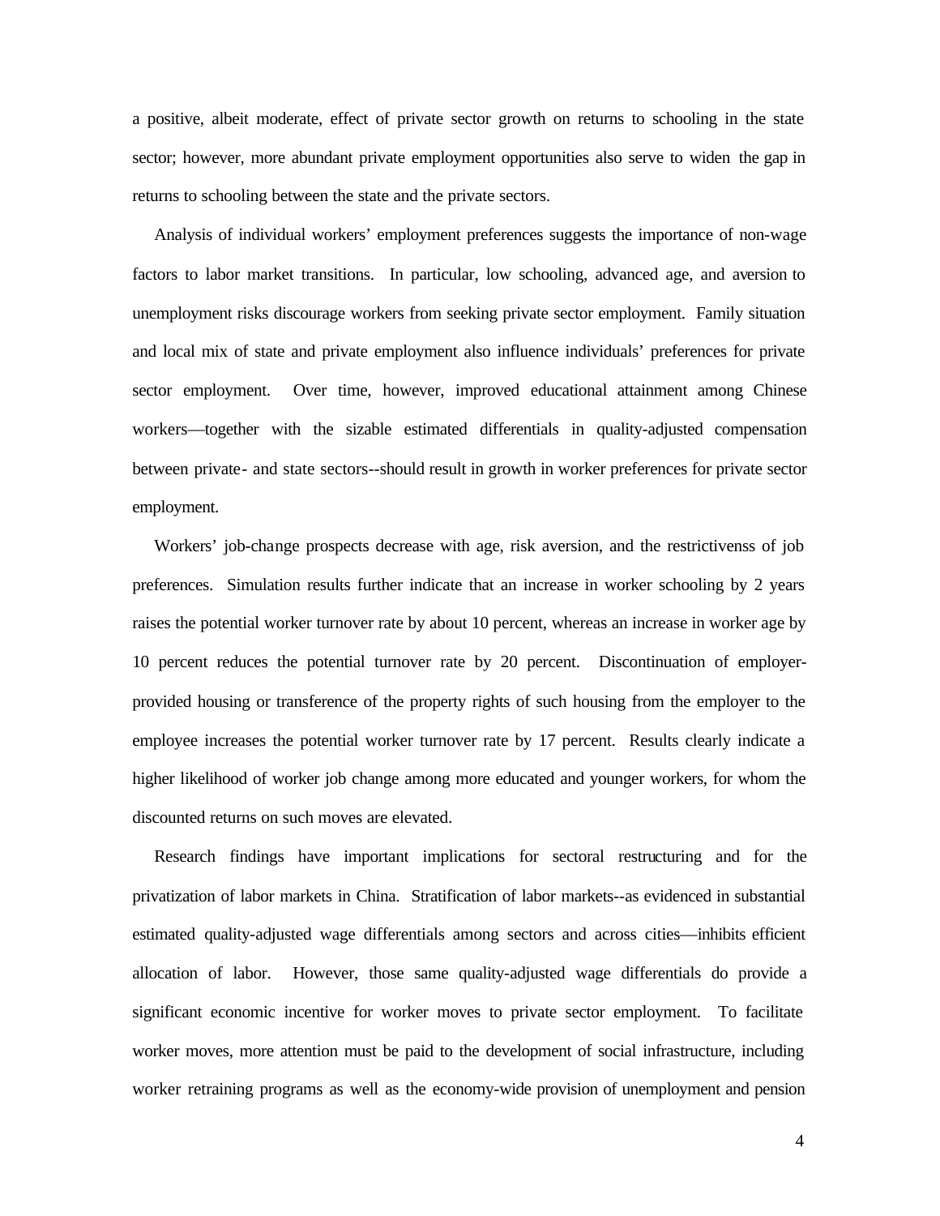a positive, albeit moderate, effect of private sector growth on returns to schooling in the state sector; however, more abundant private employment opportunities also serve to widen the gap in returns to schooling between the state and the private sectors.

Analysis of individual workers' employment preferences suggests the importance of non-wage factors to labor market transitions. In particular, low schooling, advanced age, and aversion to unemployment risks discourage workers from seeking private sector employment. Family situation and local mix of state and private employment also influence individuals' preferences for private sector employment. Over time, however, improved educational attainment among Chinese workers—together with the sizable estimated differentials in quality-adjusted compensation between private- and state sectors--should result in growth in worker preferences for private sector employment.

Workers' job-change prospects decrease with age, risk aversion, and the restrictivenss of job preferences. Simulation results further indicate that an increase in worker schooling by 2 years raises the potential worker turnover rate by about 10 percent, whereas an increase in worker age by 10 percent reduces the potential turnover rate by 20 percent. Discontinuation of employer-provided housing or transference of the property rights of such housing from the employer to the employee increases the potential worker turnover rate by 17 percent. Results clearly indicate a higher likelihood of worker job change among more educated and younger workers, for whom the discounted returns on such moves are elevated.

Research findings have important implications for sectoral restructuring and for the privatization of labor markets in China. Stratification of labor markets--as evidenced in substantial estimated quality-adjusted wage differentials among sectors and across cities—inhibits efficient allocation of labor. However, those same quality-adjusted wage differentials do provide a significant economic incentive for worker moves to private sector employment. To facilitate worker moves, more attention must be paid to the development of social infrastructure, including worker retraining programs as well as the economy-wide provision of unemployment and pension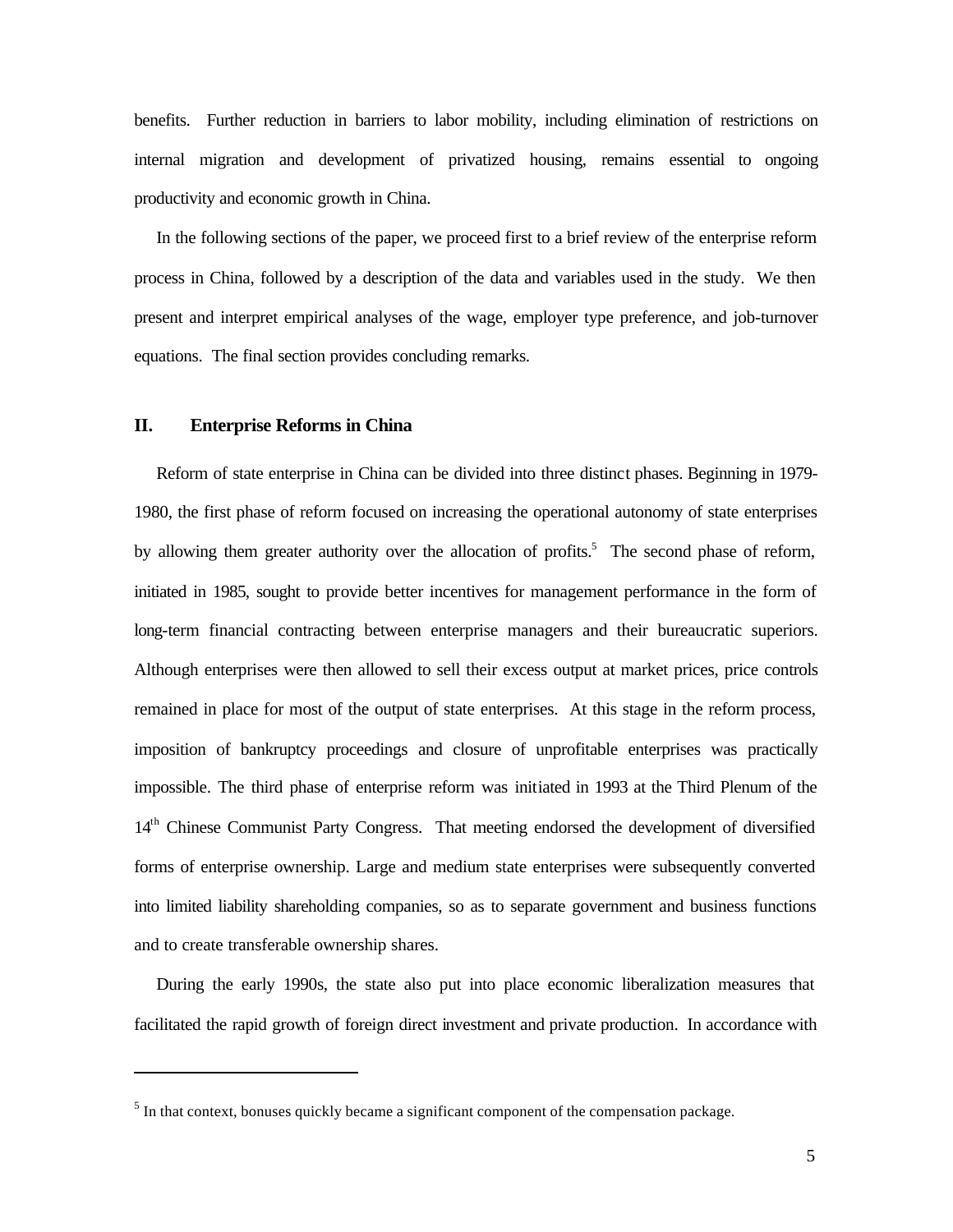benefits. Further reduction in barriers to labor mobility, including elimination of restrictions on internal migration and development of privatized housing, remains essential to ongoing productivity and economic growth in China.

In the following sections of the paper, we proceed first to a brief review of the enterprise reform process in China, followed by a description of the data and variables used in the study. We then present and interpret empirical analyses of the wage, employer type preference, and job-turnover equations. The final section provides concluding remarks.

## II. Enterprise Reforms in China

Reform of state enterprise in China can be divided into three distinct phases. Beginning in 1979-1980, the first phase of reform focused on increasing the operational autonomy of state enterprises by allowing them greater authority over the allocation of profits.[5] The second phase of reform, initiated in 1985, sought to provide better incentives for management performance in the form of long-term financial contracting between enterprise managers and their bureaucratic superiors. Although enterprises were then allowed to sell their excess output at market prices, price controls remained in place for most of the output of state enterprises. At this stage in the reform process, imposition of bankruptcy proceedings and closure of unprofitable enterprises was practically impossible. The third phase of enterprise reform was initiated in 1993 at the Third Plenum of the 14th Chinese Communist Party Congress. That meeting endorsed the development of diversified forms of enterprise ownership. Large and medium state enterprises were subsequently converted into limited liability shareholding companies, so as to separate government and business functions and to create transferable ownership shares.

During the early 1990s, the state also put into place economic liberalization measures that facilitated the rapid growth of foreign direct investment and private production. In accordance with

---

[5] In that context, bonuses quickly became a significant component of the compensation package.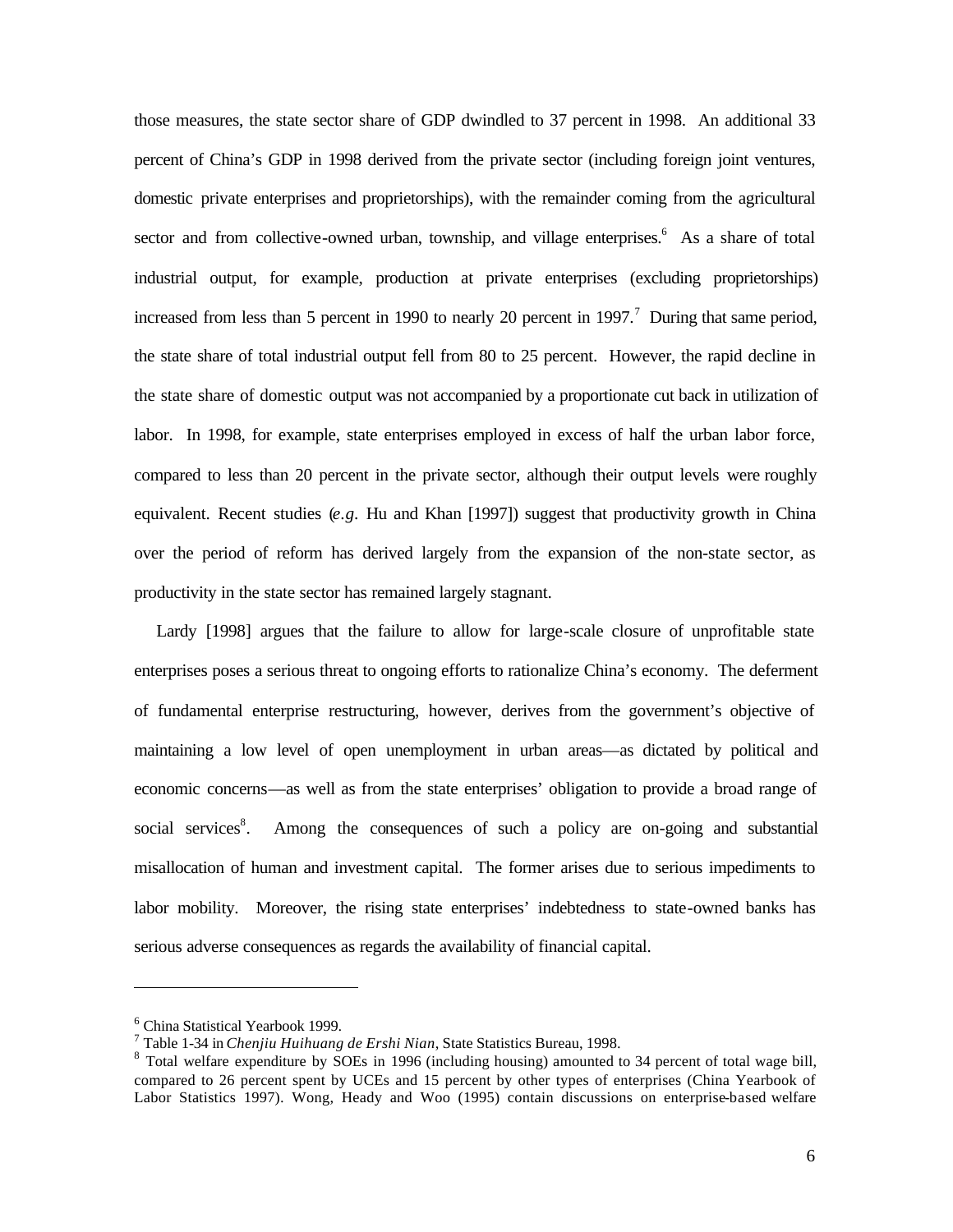those measures, the state sector share of GDP dwindled to 37 percent in 1998. An additional 33 percent of China's GDP in 1998 derived from the private sector (including foreign joint ventures, domestic private enterprises and proprietorships), with the remainder coming from the agricultural sector and from collective-owned urban, township, and village enterprises.[6] As a share of total industrial output, for example, production at private enterprises (excluding proprietorships) increased from less than 5 percent in 1990 to nearly 20 percent in 1997.[7] During that same period, the state share of total industrial output fell from 80 to 25 percent. However, the rapid decline in the state share of domestic output was not accompanied by a proportionate cut back in utilization of labor. In 1998, for example, state enterprises employed in excess of half the urban labor force, compared to less than 20 percent in the private sector, although their output levels were roughly equivalent. Recent studies (*e.g.* Hu and Khan [1997]) suggest that productivity growth in China over the period of reform has derived largely from the expansion of the non-state sector, as productivity in the state sector has remained largely stagnant.

Lardy [1998] argues that the failure to allow for large-scale closure of unprofitable state enterprises poses a serious threat to ongoing efforts to rationalize China's economy. The deferment of fundamental enterprise restructuring, however, derives from the government's objective of maintaining a low level of open unemployment in urban areas—as dictated by political and economic concerns—as well as from the state enterprises' obligation to provide a broad range of social services[8]. Among the consequences of such a policy are on-going and substantial misallocation of human and investment capital. The former arises due to serious impediments to labor mobility. Moreover, the rising state enterprises' indebtedness to state-owned banks has serious adverse consequences as regards the availability of financial capital.

---

[6] China Statistical Yearbook 1999.

[7] Table 1-34 in *Chenjiu Huihuang de Ershi Nian*, State Statistics Bureau, 1998.

[8] Total welfare expenditure by SOEs in 1996 (including housing) amounted to 34 percent of total wage bill, compared to 26 percent spent by UCEs and 15 percent by other types of enterprises (China Yearbook of Labor Statistics 1997). Wong, Heady and Woo (1995) contain discussions on enterprise-based welfare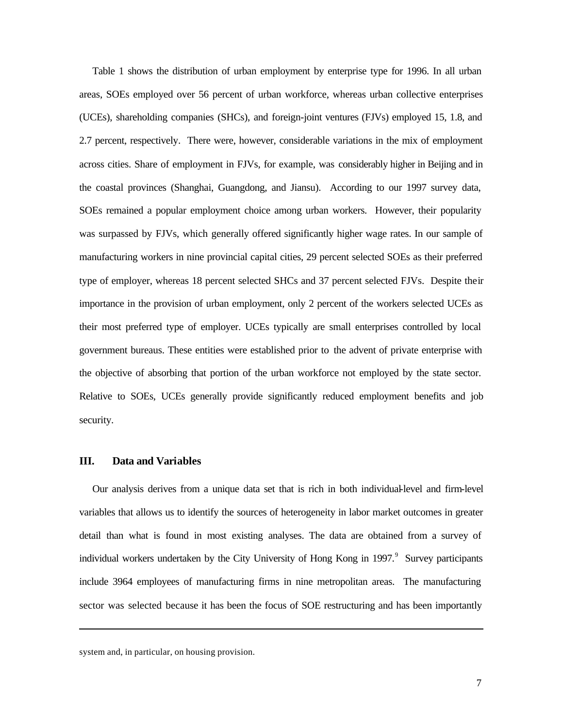Table 1 shows the distribution of urban employment by enterprise type for 1996. In all urban areas, SOEs employed over 56 percent of urban workforce, whereas urban collective enterprises (UCEs), shareholding companies (SHCs), and foreign-joint ventures (FJVs) employed 15, 1.8, and 2.7 percent, respectively. There were, however, considerable variations in the mix of employment across cities. Share of employment in FJVs, for example, was considerably higher in Beijing and in the coastal provinces (Shanghai, Guangdong, and Jiansu). According to our 1997 survey data, SOEs remained a popular employment choice among urban workers. However, their popularity was surpassed by FJVs, which generally offered significantly higher wage rates. In our sample of manufacturing workers in nine provincial capital cities, 29 percent selected SOEs as their preferred type of employer, whereas 18 percent selected SHCs and 37 percent selected FJVs. Despite their importance in the provision of urban employment, only 2 percent of the workers selected UCEs as their most preferred type of employer. UCEs typically are small enterprises controlled by local government bureaus. These entities were established prior to the advent of private enterprise with the objective of absorbing that portion of the urban workforce not employed by the state sector. Relative to SOEs, UCEs generally provide significantly reduced employment benefits and job security.

## III. Data and Variables

Our analysis derives from a unique data set that is rich in both individual-level and firm-level variables that allows us to identify the sources of heterogeneity in labor market outcomes in greater detail than what is found in most existing analyses. The data are obtained from a survey of individual workers undertaken by the City University of Hong Kong in 1997.[9] Survey participants include 3964 employees of manufacturing firms in nine metropolitan areas. The manufacturing sector was selected because it has been the focus of SOE restructuring and has been importantly

---

system and, in particular, on housing provision.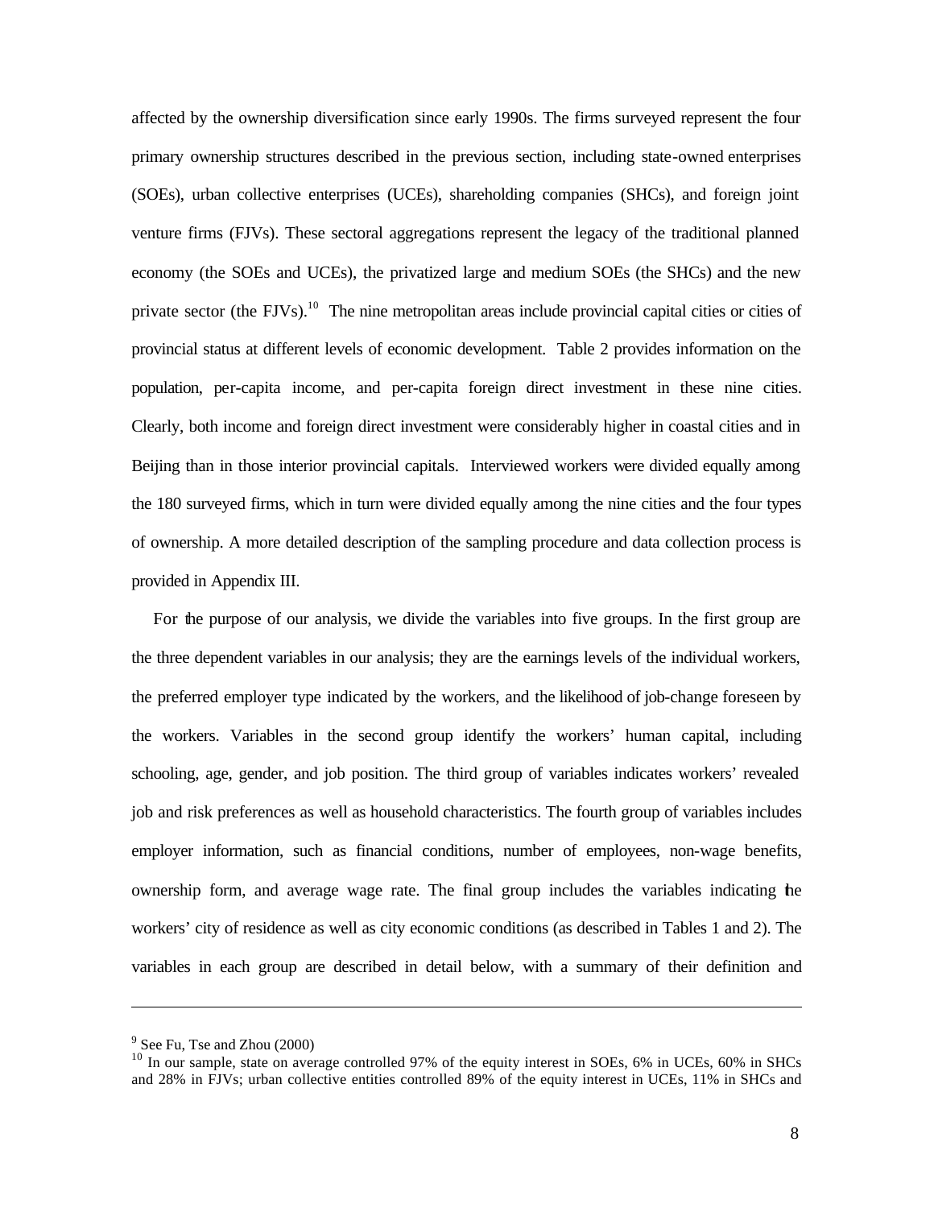affected by the ownership diversification since early 1990s. The firms surveyed represent the four primary ownership structures described in the previous section, including state-owned enterprises (SOEs), urban collective enterprises (UCEs), shareholding companies (SHCs), and foreign joint venture firms (FJVs). These sectoral aggregations represent the legacy of the traditional planned economy (the SOEs and UCEs), the privatized large and medium SOEs (the SHCs) and the new private sector (the FJVs).[10] The nine metropolitan areas include provincial capital cities or cities of provincial status at different levels of economic development. Table 2 provides information on the population, per-capita income, and per-capita foreign direct investment in these nine cities. Clearly, both income and foreign direct investment were considerably higher in coastal cities and in Beijing than in those interior provincial capitals. Interviewed workers were divided equally among the 180 surveyed firms, which in turn were divided equally among the nine cities and the four types of ownership. A more detailed description of the sampling procedure and data collection process is provided in Appendix III.

For the purpose of our analysis, we divide the variables into five groups. In the first group are the three dependent variables in our analysis; they are the earnings levels of the individual workers, the preferred employer type indicated by the workers, and the likelihood of job-change foreseen by the workers. Variables in the second group identify the workers' human capital, including schooling, age, gender, and job position. The third group of variables indicates workers' revealed job and risk preferences as well as household characteristics. The fourth group of variables includes employer information, such as financial conditions, number of employees, non-wage benefits, ownership form, and average wage rate. The final group includes the variables indicating the workers' city of residence as well as city economic conditions (as described in Tables 1 and 2). The variables in each group are described in detail below, with a summary of their definition and

---

[9] See Fu, Tse and Zhou (2000)

[10] In our sample, state on average controlled 97% of the equity interest in SOEs, 6% in UCEs, 60% in SHCs and 28% in FJVs; urban collective entities controlled 89% of the equity interest in UCEs, 11% in SHCs and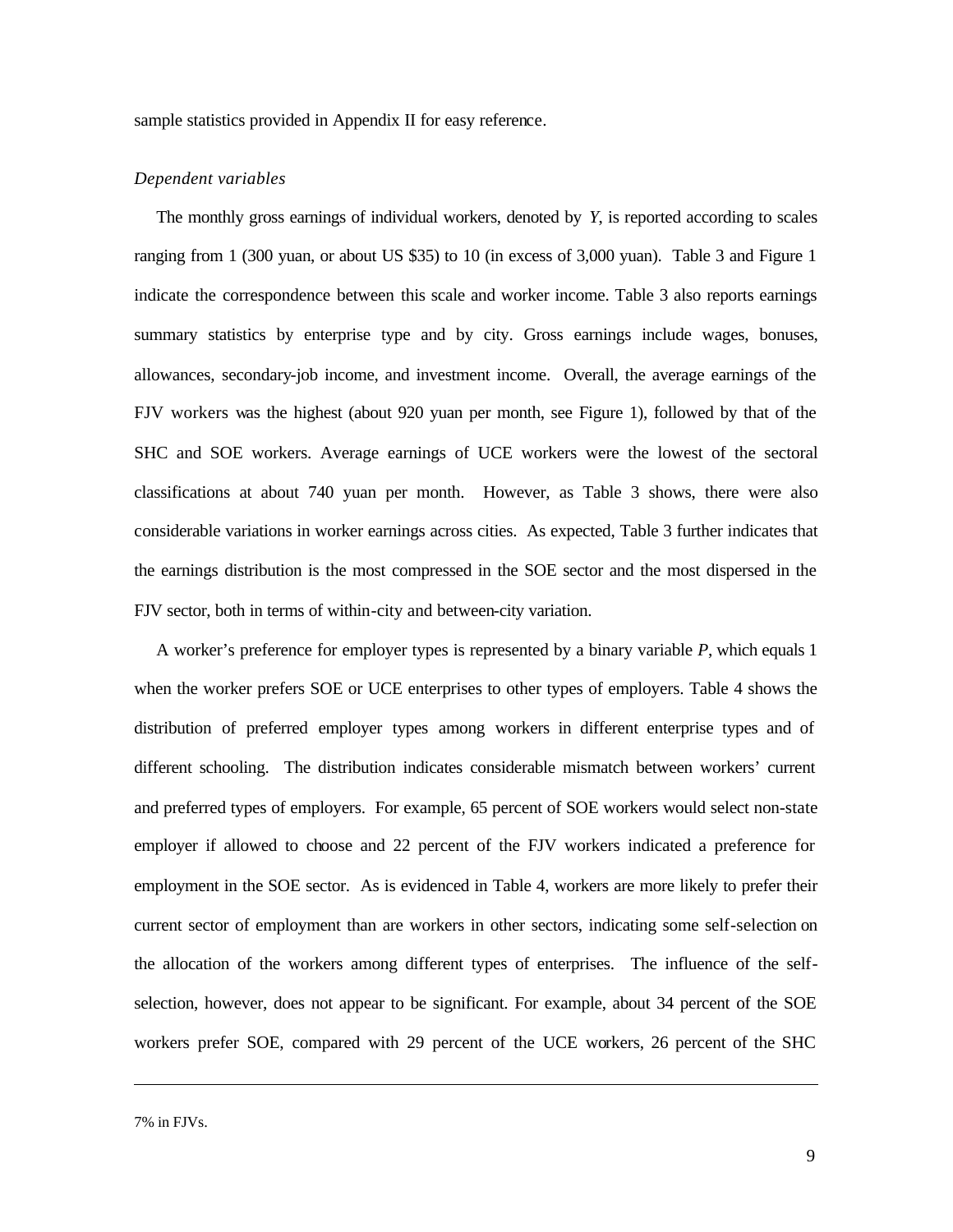sample statistics provided in Appendix II for easy reference.

*Dependent variables*

The monthly gross earnings of individual workers, denoted by $Y$, is reported according to scales ranging from 1 (300 yuan, or about US $35) to 10 (in excess of 3,000 yuan). Table 3 and Figure 1 indicate the correspondence between this scale and worker income. Table 3 also reports earnings summary statistics by enterprise type and by city. Gross earnings include wages, bonuses, allowances, secondary-job income, and investment income. Overall, the average earnings of the FJV workers was the highest (about 920 yuan per month, see Figure 1), followed by that of the SHC and SOE workers. Average earnings of UCE workers were the lowest of the sectoral classifications at about 740 yuan per month. However, as Table 3 shows, there were also considerable variations in worker earnings across cities. As expected, Table 3 further indicates that the earnings distribution is the most compressed in the SOE sector and the most dispersed in the FJV sector, both in terms of within-city and between-city variation.

A worker's preference for employer types is represented by a binary variable $P$, which equals 1 when the worker prefers SOE or UCE enterprises to other types of employers. Table 4 shows the distribution of preferred employer types among workers in different enterprise types and of different schooling. The distribution indicates considerable mismatch between workers' current and preferred types of employers. For example, 65 percent of SOE workers would select non-state employer if allowed to choose and 22 percent of the FJV workers indicated a preference for employment in the SOE sector. As is evidenced in Table 4, workers are more likely to prefer their current sector of employment than are workers in other sectors, indicating some self-selection on the allocation of the workers among different types of enterprises. The influence of the self-selection, however, does not appear to be significant. For example, about 34 percent of the SOE workers prefer SOE, compared with 29 percent of the UCE workers, 26 percent of the SHC

---

7% in FJVs.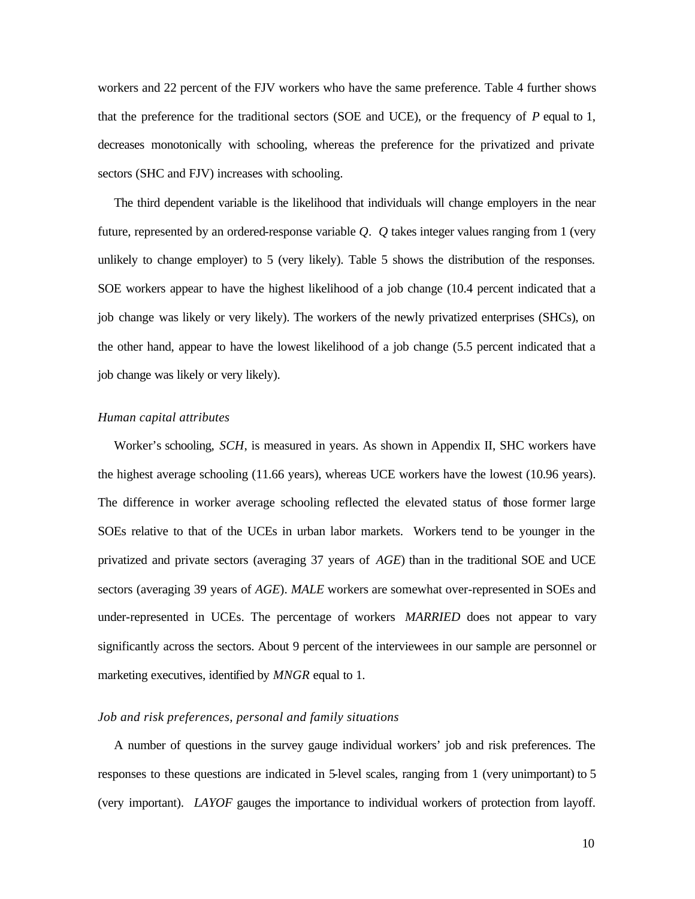workers and 22 percent of the FJV workers who have the same preference. Table 4 further shows that the preference for the traditional sectors (SOE and UCE), or the frequency of *P* equal to 1, decreases monotonically with schooling, whereas the preference for the privatized and private sectors (SHC and FJV) increases with schooling.

The third dependent variable is the likelihood that individuals will change employers in the near future, represented by an ordered-response variable *Q*. *Q* takes integer values ranging from 1 (very unlikely to change employer) to 5 (very likely). Table 5 shows the distribution of the responses. SOE workers appear to have the highest likelihood of a job change (10.4 percent indicated that a job change was likely or very likely). The workers of the newly privatized enterprises (SHCs), on the other hand, appear to have the lowest likelihood of a job change (5.5 percent indicated that a job change was likely or very likely).

*Human capital attributes*

Worker's schooling, *SCH*, is measured in years. As shown in Appendix II, SHC workers have the highest average schooling (11.66 years), whereas UCE workers have the lowest (10.96 years). The difference in worker average schooling reflected the elevated status of those former large SOEs relative to that of the UCEs in urban labor markets. Workers tend to be younger in the privatized and private sectors (averaging 37 years of *AGE*) than in the traditional SOE and UCE sectors (averaging 39 years of *AGE*). *MALE* workers are somewhat over-represented in SOEs and under-represented in UCEs. The percentage of workers *MARRIED* does not appear to vary significantly across the sectors. About 9 percent of the interviewees in our sample are personnel or marketing executives, identified by *MNGR* equal to 1.

*Job and risk preferences, personal and family situations*

A number of questions in the survey gauge individual workers' job and risk preferences. The responses to these questions are indicated in 5-level scales, ranging from 1 (very unimportant) to 5 (very important). *LAYOF* gauges the importance to individual workers of protection from layoff.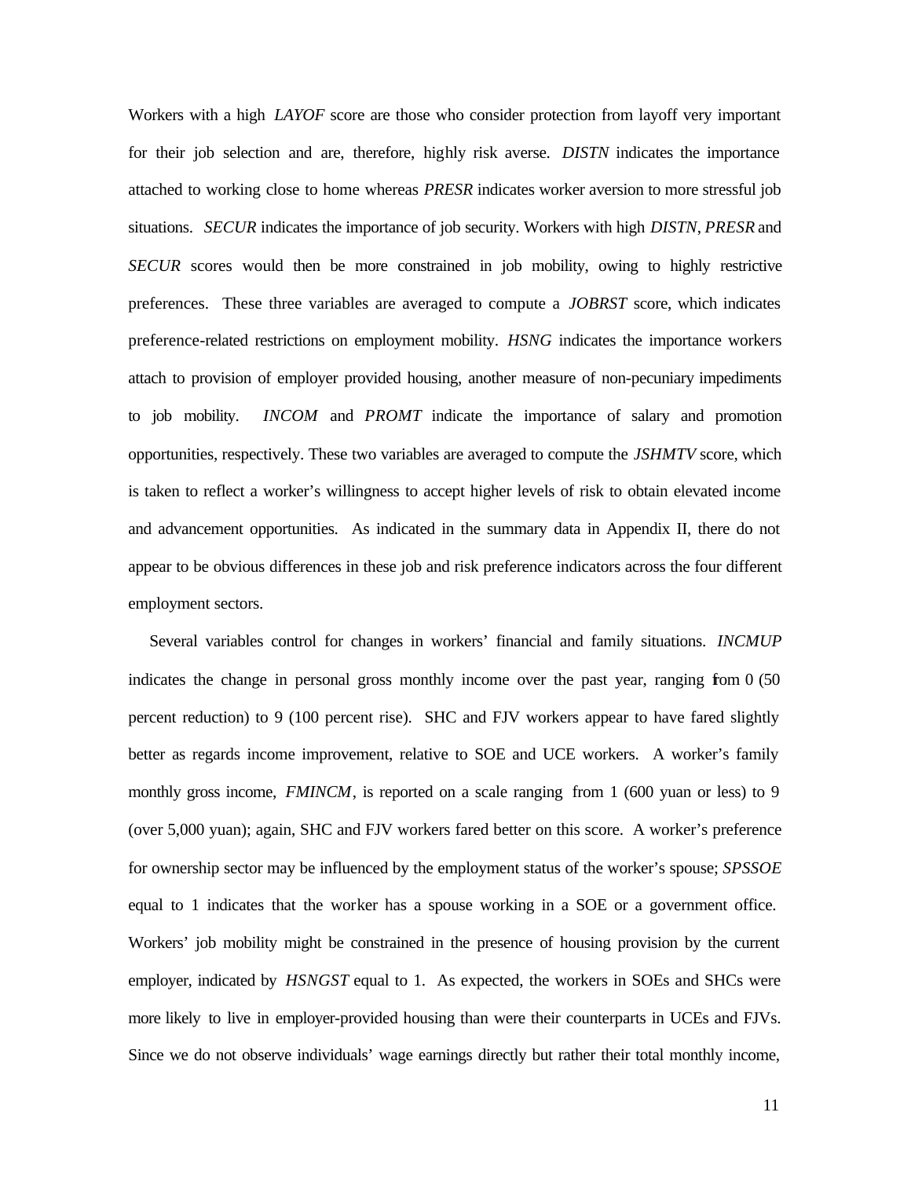Workers with a high *LAYOF* score are those who consider protection from layoff very important for their job selection and are, therefore, highly risk averse. *DISTN* indicates the importance attached to working close to home whereas *PRESR* indicates worker aversion to more stressful job situations. *SECUR* indicates the importance of job security. Workers with high *DISTN*, *PRESR* and *SECUR* scores would then be more constrained in job mobility, owing to highly restrictive preferences. These three variables are averaged to compute a *JOBRST* score, which indicates preference-related restrictions on employment mobility. *HSNG* indicates the importance workers attach to provision of employer provided housing, another measure of non-pecuniary impediments to job mobility. *INCOM* and *PROMT* indicate the importance of salary and promotion opportunities, respectively. These two variables are averaged to compute the *JSHMTV* score, which is taken to reflect a worker's willingness to accept higher levels of risk to obtain elevated income and advancement opportunities. As indicated in the summary data in Appendix II, there do not appear to be obvious differences in these job and risk preference indicators across the four different employment sectors.

Several variables control for changes in workers' financial and family situations. *INCMUP* indicates the change in personal gross monthly income over the past year, ranging from 0 (50 percent reduction) to 9 (100 percent rise). SHC and FJV workers appear to have fared slightly better as regards income improvement, relative to SOE and UCE workers. A worker's family monthly gross income, *FMINCM*, is reported on a scale ranging from 1 (600 yuan or less) to 9 (over 5,000 yuan); again, SHC and FJV workers fared better on this score. A worker's preference for ownership sector may be influenced by the employment status of the worker's spouse; *SPSSOE* equal to 1 indicates that the worker has a spouse working in a SOE or a government office. Workers' job mobility might be constrained in the presence of housing provision by the current employer, indicated by *HSNGST* equal to 1. As expected, the workers in SOEs and SHCs were more likely to live in employer-provided housing than were their counterparts in UCEs and FJVs. Since we do not observe individuals' wage earnings directly but rather their total monthly income,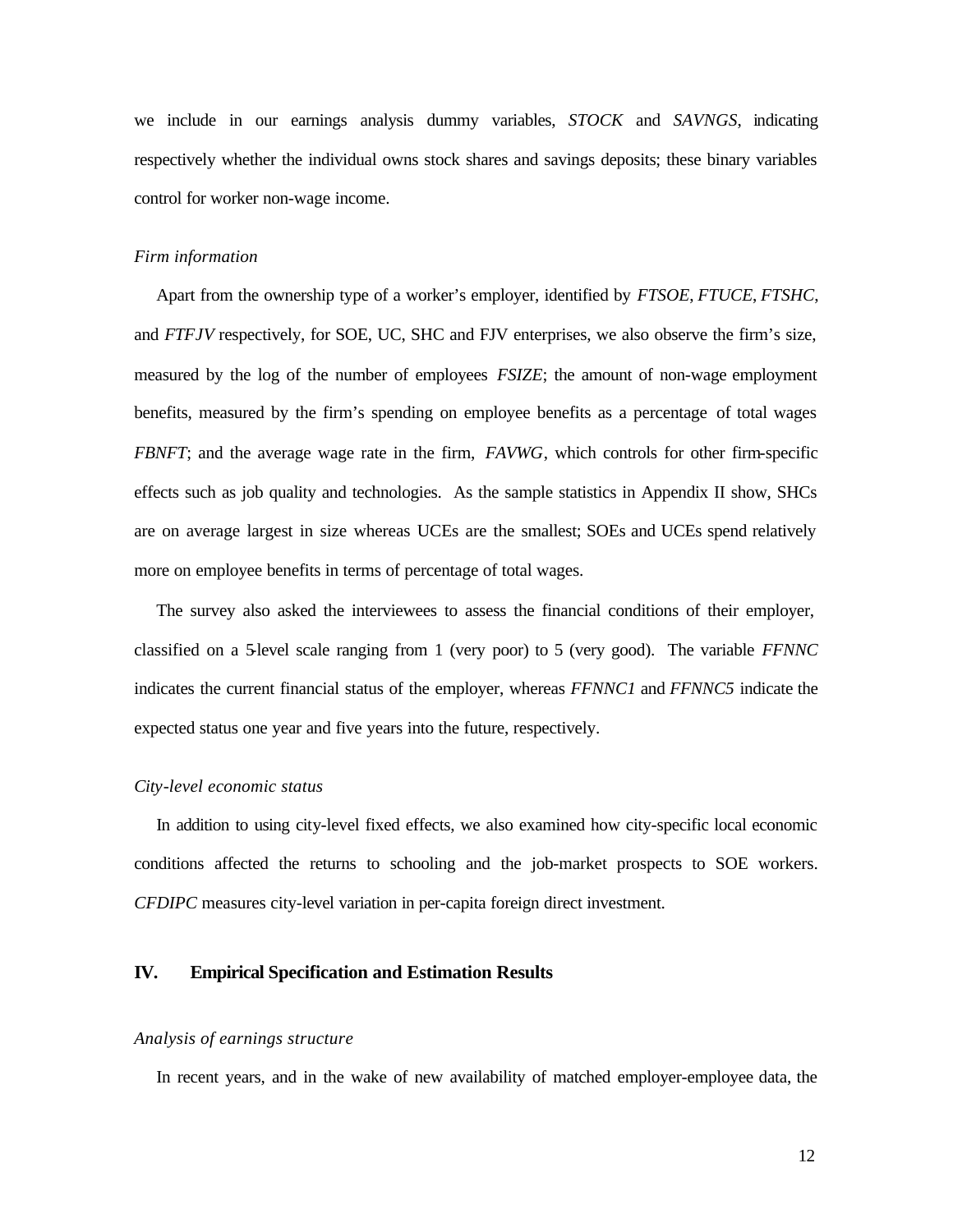we include in our earnings analysis dummy variables, *STOCK* and *SAVNGS*, indicating respectively whether the individual owns stock shares and savings deposits; these binary variables control for worker non-wage income.

*Firm information*

Apart from the ownership type of a worker's employer, identified by *FTSOE*, *FTUCE*, *FTSHC*, and *FTFJV* respectively, for SOE, UC, SHC and FJV enterprises, we also observe the firm's size, measured by the log of the number of employees *FSIZE*; the amount of non-wage employment benefits, measured by the firm's spending on employee benefits as a percentage of total wages *FBNFT*; and the average wage rate in the firm, *FAVWG*, which controls for other firm-specific effects such as job quality and technologies. As the sample statistics in Appendix II show, SHCs are on average largest in size whereas UCEs are the smallest; SOEs and UCEs spend relatively more on employee benefits in terms of percentage of total wages.

The survey also asked the interviewees to assess the financial conditions of their employer, classified on a 5-level scale ranging from 1 (very poor) to 5 (very good). The variable *FFNNC* indicates the current financial status of the employer, whereas *FFNNC1* and *FFNNC5* indicate the expected status one year and five years into the future, respectively.

*City-level economic status*

In addition to using city-level fixed effects, we also examined how city-specific local economic conditions affected the returns to schooling and the job-market prospects to SOE workers. *CFDIPC* measures city-level variation in per-capita foreign direct investment.

## IV. Empirical Specification and Estimation Results

*Analysis of earnings structure*

In recent years, and in the wake of new availability of matched employer-employee data, the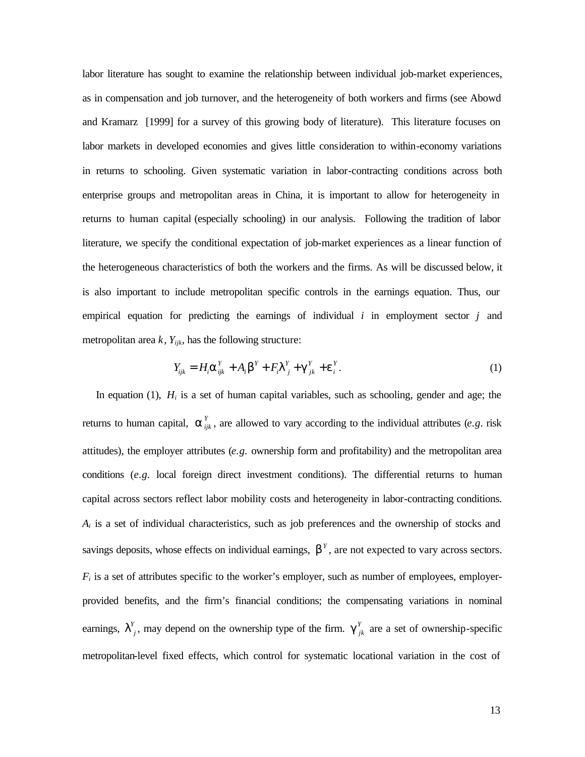labor literature has sought to examine the relationship between individual job-market experiences, as in compensation and job turnover, and the heterogeneity of both workers and firms (see Abowd and Kramarz [1999] for a survey of this growing body of literature). This literature focuses on labor markets in developed economies and gives little consideration to within-economy variations in returns to schooling. Given systematic variation in labor-contracting conditions across both enterprise groups and metropolitan areas in China, it is important to allow for heterogeneity in returns to human capital (especially schooling) in our analysis. Following the tradition of labor literature, we specify the conditional expectation of job-market experiences as a linear function of the heterogeneous characteristics of both the workers and the firms. As will be discussed below, it is also important to include metropolitan specific controls in the earnings equation. Thus, our empirical equation for predicting the earnings of individual $i$ in employment sector $j$ and metropolitan area $k$, $Y_{ijk}$, has the following structure:

$$Y_{ijk} = H_i \alpha^Y_{ijk} + A_i \beta^Y + F_i \lambda^Y_j + \gamma^Y_{jk} + \varepsilon^Y_i . \tag{1}$$

In equation (1), $H_i$ is a set of human capital variables, such as schooling, gender and age; the returns to human capital, $\alpha^Y_{ijk}$, are allowed to vary according to the individual attributes (*e.g.* risk attitudes), the employer attributes (*e.g.* ownership form and profitability) and the metropolitan area conditions (*e.g.* local foreign direct investment conditions). The differential returns to human capital across sectors reflect labor mobility costs and heterogeneity in labor-contracting conditions. $A_i$ is a set of individual characteristics, such as job preferences and the ownership of stocks and savings deposits, whose effects on individual earnings, $\beta^Y$, are not expected to vary across sectors. $F_i$ is a set of attributes specific to the worker's employer, such as number of employees, employer-provided benefits, and the firm's financial conditions; the compensating variations in nominal earnings, $\lambda^Y_j$, may depend on the ownership type of the firm. $\gamma^Y_{jk}$ are a set of ownership-specific metropolitan-level fixed effects, which control for systematic locational variation in the cost of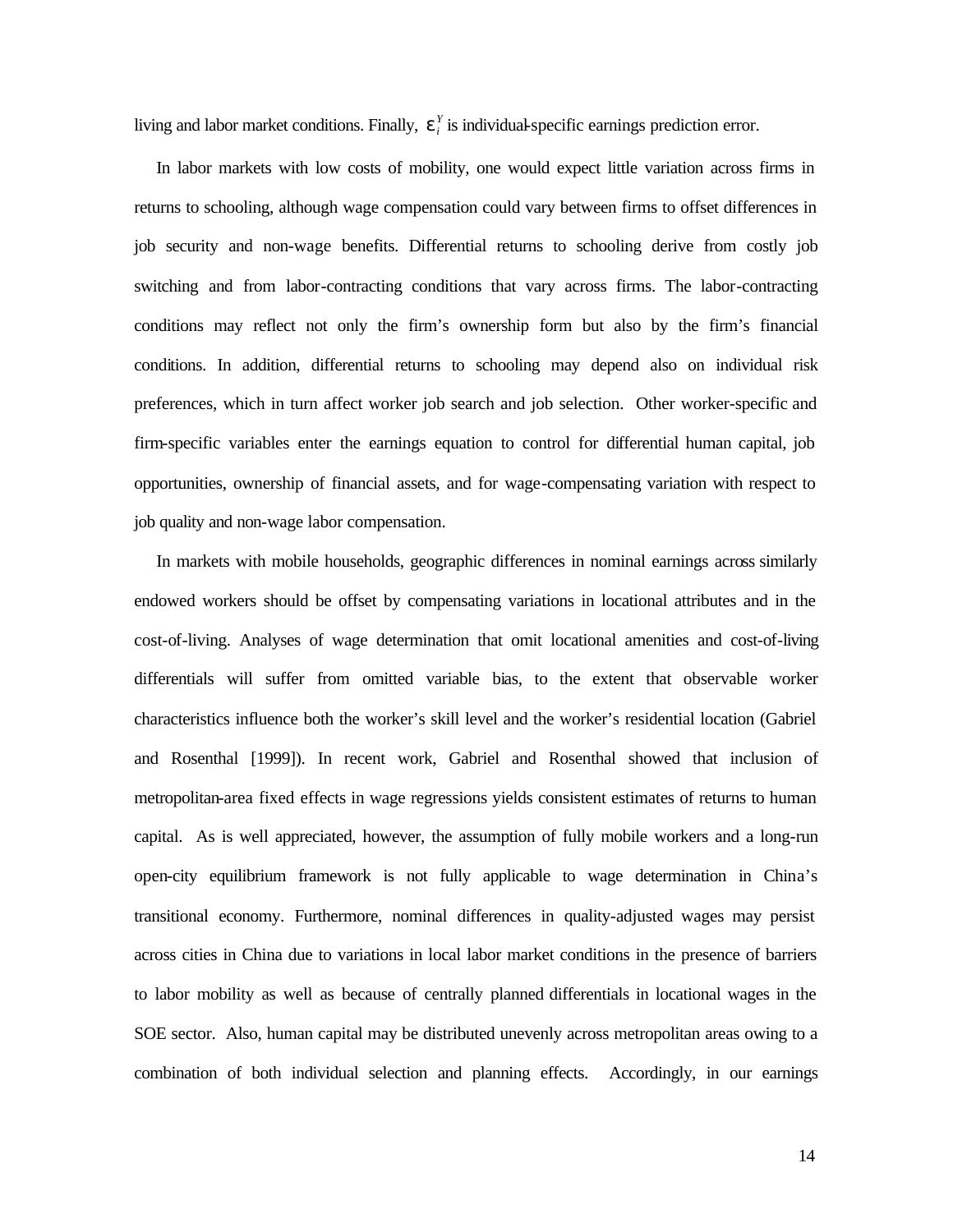living and labor market conditions. Finally, $\varepsilon_i^Y$ is individual-specific earnings prediction error.

In labor markets with low costs of mobility, one would expect little variation across firms in returns to schooling, although wage compensation could vary between firms to offset differences in job security and non-wage benefits. Differential returns to schooling derive from costly job switching and from labor-contracting conditions that vary across firms. The labor-contracting conditions may reflect not only the firm's ownership form but also by the firm's financial conditions. In addition, differential returns to schooling may depend also on individual risk preferences, which in turn affect worker job search and job selection. Other worker-specific and firm-specific variables enter the earnings equation to control for differential human capital, job opportunities, ownership of financial assets, and for wage-compensating variation with respect to job quality and non-wage labor compensation.

In markets with mobile households, geographic differences in nominal earnings across similarly endowed workers should be offset by compensating variations in locational attributes and in the cost-of-living. Analyses of wage determination that omit locational amenities and cost-of-living differentials will suffer from omitted variable bias, to the extent that observable worker characteristics influence both the worker's skill level and the worker's residential location (Gabriel and Rosenthal [1999]). In recent work, Gabriel and Rosenthal showed that inclusion of metropolitan-area fixed effects in wage regressions yields consistent estimates of returns to human capital. As is well appreciated, however, the assumption of fully mobile workers and a long-run open-city equilibrium framework is not fully applicable to wage determination in China's transitional economy. Furthermore, nominal differences in quality-adjusted wages may persist across cities in China due to variations in local labor market conditions in the presence of barriers to labor mobility as well as because of centrally planned differentials in locational wages in the SOE sector. Also, human capital may be distributed unevenly across metropolitan areas owing to a combination of both individual selection and planning effects. Accordingly, in our earnings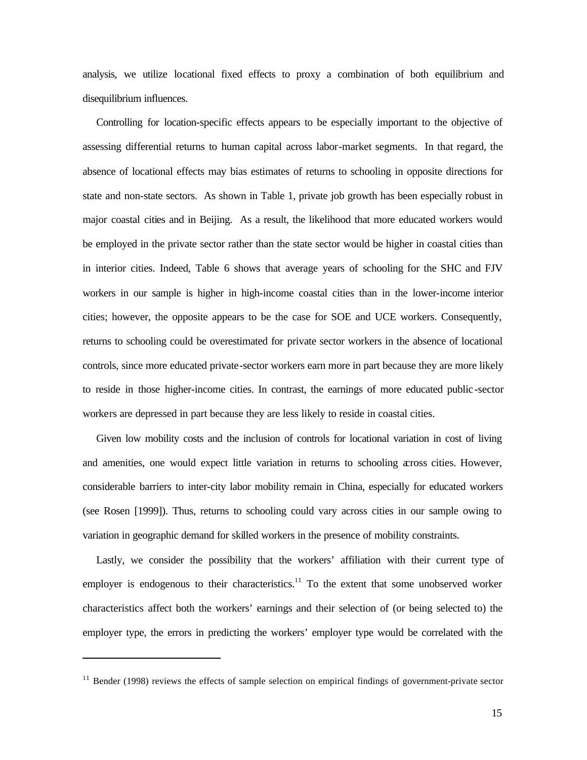analysis, we utilize locational fixed effects to proxy a combination of both equilibrium and disequilibrium influences.

Controlling for location-specific effects appears to be especially important to the objective of assessing differential returns to human capital across labor-market segments. In that regard, the absence of locational effects may bias estimates of returns to schooling in opposite directions for state and non-state sectors. As shown in Table 1, private job growth has been especially robust in major coastal cities and in Beijing. As a result, the likelihood that more educated workers would be employed in the private sector rather than the state sector would be higher in coastal cities than in interior cities. Indeed, Table 6 shows that average years of schooling for the SHC and FJV workers in our sample is higher in high-income coastal cities than in the lower-income interior cities; however, the opposite appears to be the case for SOE and UCE workers. Consequently, returns to schooling could be overestimated for private sector workers in the absence of locational controls, since more educated private-sector workers earn more in part because they are more likely to reside in those higher-income cities. In contrast, the earnings of more educated public-sector workers are depressed in part because they are less likely to reside in coastal cities.

Given low mobility costs and the inclusion of controls for locational variation in cost of living and amenities, one would expect little variation in returns to schooling across cities. However, considerable barriers to inter-city labor mobility remain in China, especially for educated workers (see Rosen [1999]). Thus, returns to schooling could vary across cities in our sample owing to variation in geographic demand for skilled workers in the presence of mobility constraints.

Lastly, we consider the possibility that the workers' affiliation with their current type of employer is endogenous to their characteristics.[11] To the extent that some unobserved worker characteristics affect both the workers' earnings and their selection of (or being selected to) the employer type, the errors in predicting the workers' employer type would be correlated with the

[11] Bender (1998) reviews the effects of sample selection on empirical findings of government-private sector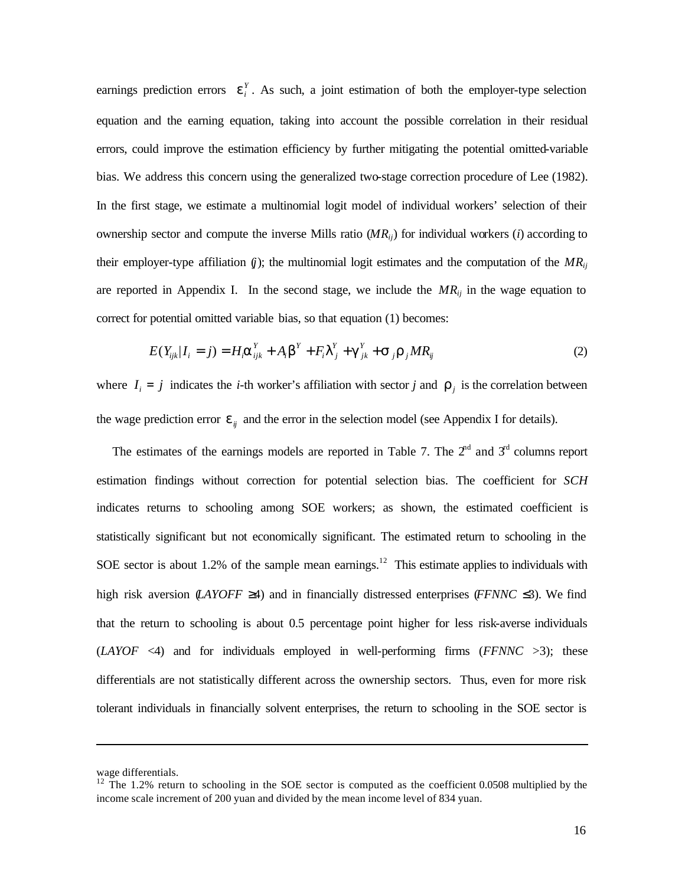earnings prediction errors $\varepsilon_i^Y$. As such, a joint estimation of both the employer-type selection equation and the earning equation, taking into account the possible correlation in their residual errors, could improve the estimation efficiency by further mitigating the potential omitted-variable bias. We address this concern using the generalized two-stage correction procedure of Lee (1982). In the first stage, we estimate a multinomial logit model of individual workers' selection of their ownership sector and compute the inverse Mills ratio ($MR_{ij}$) for individual workers ($i$) according to their employer-type affiliation ($j$); the multinomial logit estimates and the computation of the $MR_{ij}$ are reported in Appendix I. In the second stage, we include the $MR_{ij}$ in the wage equation to correct for potential omitted variable bias, so that equation (1) becomes:

$$E(Y_{ijk}|I_i = j) = H_i\alpha_{ijk}^Y + A_i\beta^Y + F_i\lambda_j^Y + \gamma_{jk}^Y + \sigma_j\rho_j MR_{ij} \tag{2}$$

where $I_i = j$ indicates the $i$-th worker's affiliation with sector $j$ and $\rho_j$ is the correlation between the wage prediction error $\varepsilon_{ij}$ and the error in the selection model (see Appendix I for details).

The estimates of the earnings models are reported in Table 7. The 2nd and 3rd columns report estimation findings without correction for potential selection bias. The coefficient for *SCH* indicates returns to schooling among SOE workers; as shown, the estimated coefficient is statistically significant but not economically significant. The estimated return to schooling in the SOE sector is about 1.2% of the sample mean earnings.[12] This estimate applies to individuals with high risk aversion ($LAYOFF \geq 4$) and in financially distressed enterprises ($FFNNC \leq 3$). We find that the return to schooling is about 0.5 percentage point higher for less risk-averse individuals ($LAYOF < 4$) and for individuals employed in well-performing firms ($FFNNC > 3$); these differentials are not statistically different across the ownership sectors. Thus, even for more risk tolerant individuals in financially solvent enterprises, the return to schooling in the SOE sector is

---

wage differentials.

[12] The 1.2% return to schooling in the SOE sector is computed as the coefficient 0.0508 multiplied by the income scale increment of 200 yuan and divided by the mean income level of 834 yuan.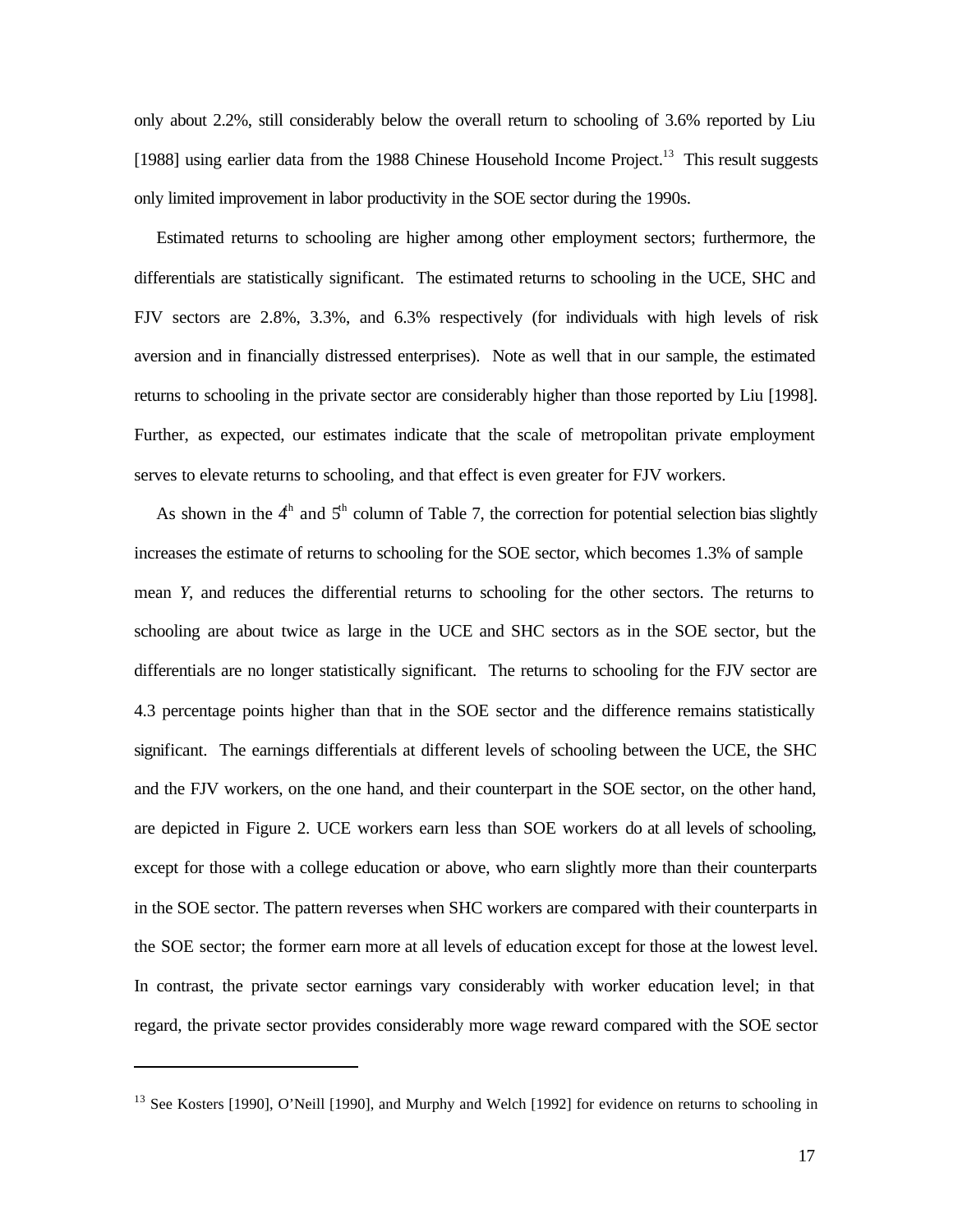only about 2.2%, still considerably below the overall return to schooling of 3.6% reported by Liu [1988] using earlier data from the 1988 Chinese Household Income Project.[13] This result suggests only limited improvement in labor productivity in the SOE sector during the 1990s.

Estimated returns to schooling are higher among other employment sectors; furthermore, the differentials are statistically significant. The estimated returns to schooling in the UCE, SHC and FJV sectors are 2.8%, 3.3%, and 6.3% respectively (for individuals with high levels of risk aversion and in financially distressed enterprises). Note as well that in our sample, the estimated returns to schooling in the private sector are considerably higher than those reported by Liu [1998]. Further, as expected, our estimates indicate that the scale of metropolitan private employment serves to elevate returns to schooling, and that effect is even greater for FJV workers.

As shown in the 4th and 5th column of Table 7, the correction for potential selection bias slightly increases the estimate of returns to schooling for the SOE sector, which becomes 1.3% of sample mean *Y*, and reduces the differential returns to schooling for the other sectors. The returns to schooling are about twice as large in the UCE and SHC sectors as in the SOE sector, but the differentials are no longer statistically significant. The returns to schooling for the FJV sector are 4.3 percentage points higher than that in the SOE sector and the difference remains statistically significant. The earnings differentials at different levels of schooling between the UCE, the SHC and the FJV workers, on the one hand, and their counterpart in the SOE sector, on the other hand, are depicted in Figure 2. UCE workers earn less than SOE workers do at all levels of schooling, except for those with a college education or above, who earn slightly more than their counterparts in the SOE sector. The pattern reverses when SHC workers are compared with their counterparts in the SOE sector; the former earn more at all levels of education except for those at the lowest level. In contrast, the private sector earnings vary considerably with worker education level; in that regard, the private sector provides considerably more wage reward compared with the SOE sector

[13] See Kosters [1990], O'Neill [1990], and Murphy and Welch [1992] for evidence on returns to schooling in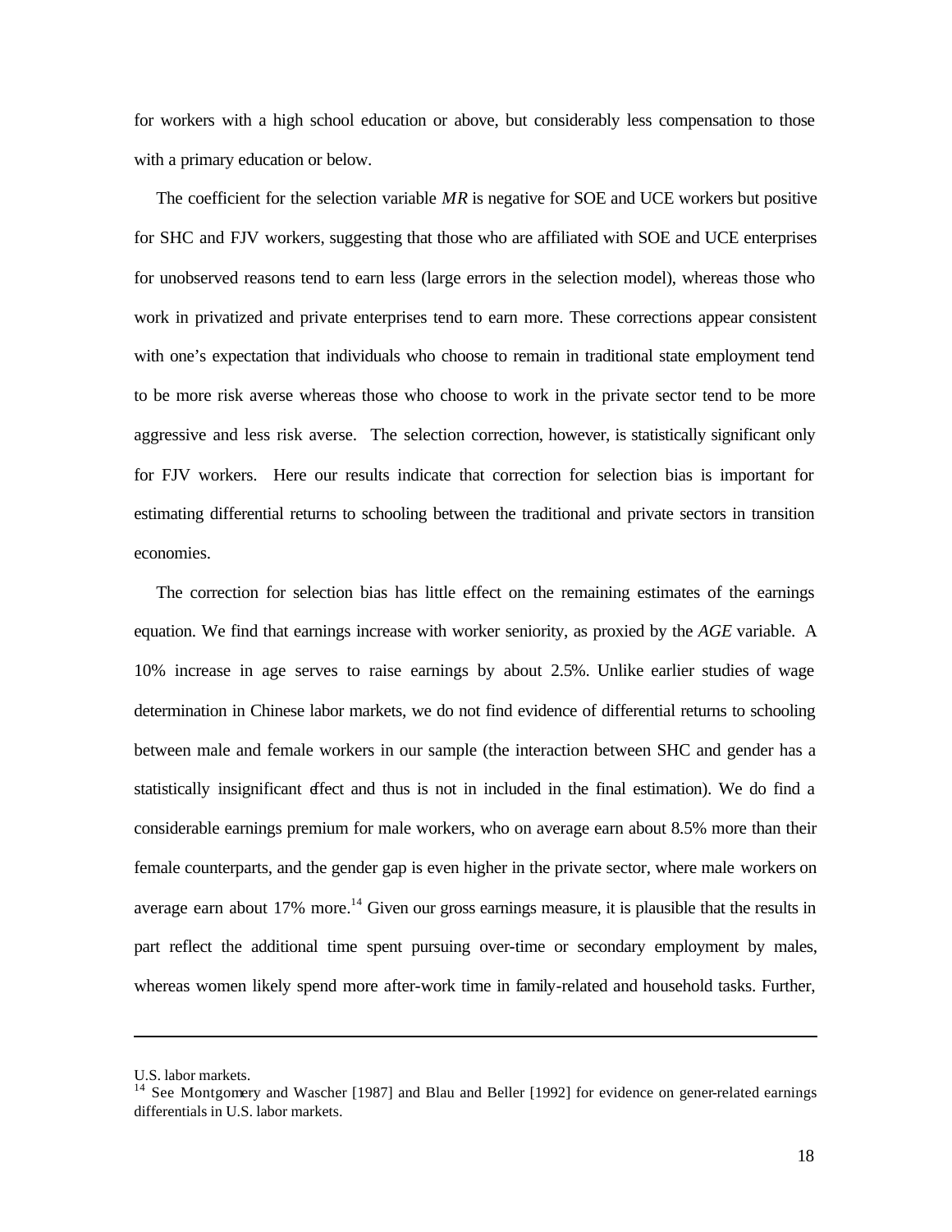for workers with a high school education or above, but considerably less compensation to those with a primary education or below.

The coefficient for the selection variable *MR* is negative for SOE and UCE workers but positive for SHC and FJV workers, suggesting that those who are affiliated with SOE and UCE enterprises for unobserved reasons tend to earn less (large errors in the selection model), whereas those who work in privatized and private enterprises tend to earn more. These corrections appear consistent with one's expectation that individuals who choose to remain in traditional state employment tend to be more risk averse whereas those who choose to work in the private sector tend to be more aggressive and less risk averse. The selection correction, however, is statistically significant only for FJV workers. Here our results indicate that correction for selection bias is important for estimating differential returns to schooling between the traditional and private sectors in transition economies.

The correction for selection bias has little effect on the remaining estimates of the earnings equation. We find that earnings increase with worker seniority, as proxied by the *AGE* variable. A 10% increase in age serves to raise earnings by about 2.5%. Unlike earlier studies of wage determination in Chinese labor markets, we do not find evidence of differential returns to schooling between male and female workers in our sample (the interaction between SHC and gender has a statistically insignificant effect and thus is not in included in the final estimation). We do find a considerable earnings premium for male workers, who on average earn about 8.5% more than their female counterparts, and the gender gap is even higher in the private sector, where male workers on average earn about 17% more.[14] Given our gross earnings measure, it is plausible that the results in part reflect the additional time spent pursuing over-time or secondary employment by males, whereas women likely spend more after-work time in family-related and household tasks. Further,

---

U.S. labor markets.

[14] See Montgomery and Wascher [1987] and Blau and Beller [1992] for evidence on gener-related earnings differentials in U.S. labor markets.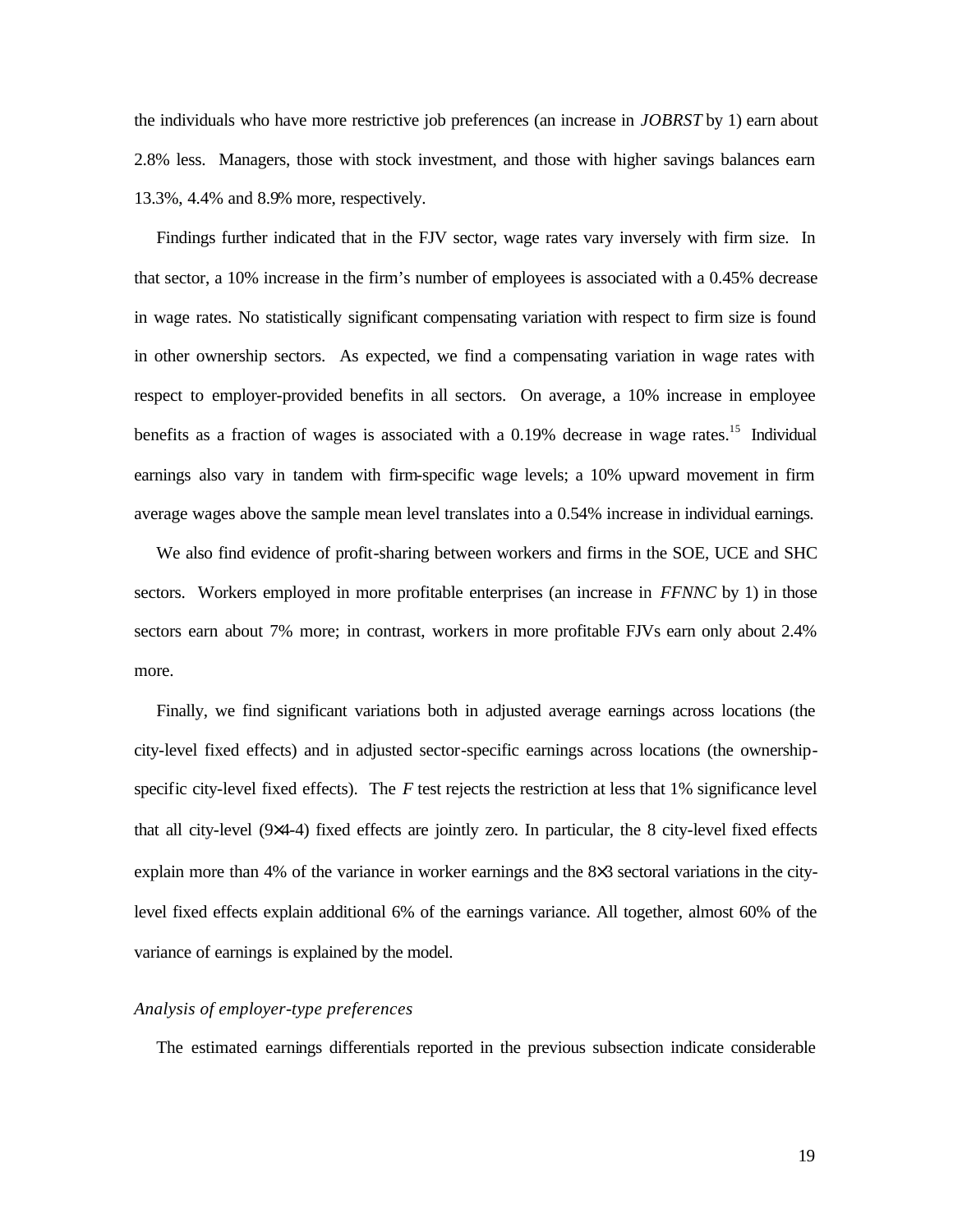the individuals who have more restrictive job preferences (an increase in *JOBRST* by 1) earn about 2.8% less. Managers, those with stock investment, and those with higher savings balances earn 13.3%, 4.4% and 8.9% more, respectively.

Findings further indicated that in the FJV sector, wage rates vary inversely with firm size. In that sector, a 10% increase in the firm's number of employees is associated with a 0.45% decrease in wage rates. No statistically significant compensating variation with respect to firm size is found in other ownership sectors. As expected, we find a compensating variation in wage rates with respect to employer-provided benefits in all sectors. On average, a 10% increase in employee benefits as a fraction of wages is associated with a 0.19% decrease in wage rates.[15] Individual earnings also vary in tandem with firm-specific wage levels; a 10% upward movement in firm average wages above the sample mean level translates into a 0.54% increase in individual earnings.

We also find evidence of profit-sharing between workers and firms in the SOE, UCE and SHC sectors. Workers employed in more profitable enterprises (an increase in *FFNNC* by 1) in those sectors earn about 7% more; in contrast, workers in more profitable FJVs earn only about 2.4% more.

Finally, we find significant variations both in adjusted average earnings across locations (the city-level fixed effects) and in adjusted sector-specific earnings across locations (the ownership-specific city-level fixed effects). The $F$ test rejects the restriction at less that 1% significance level that all city-level ($9\times4$-4) fixed effects are jointly zero. In particular, the 8 city-level fixed effects explain more than 4% of the variance in worker earnings and the $8\times3$ sectoral variations in the city-level fixed effects explain additional 6% of the earnings variance. All together, almost 60% of the variance of earnings is explained by the model.

*Analysis of employer-type preferences*

The estimated earnings differentials reported in the previous subsection indicate considerable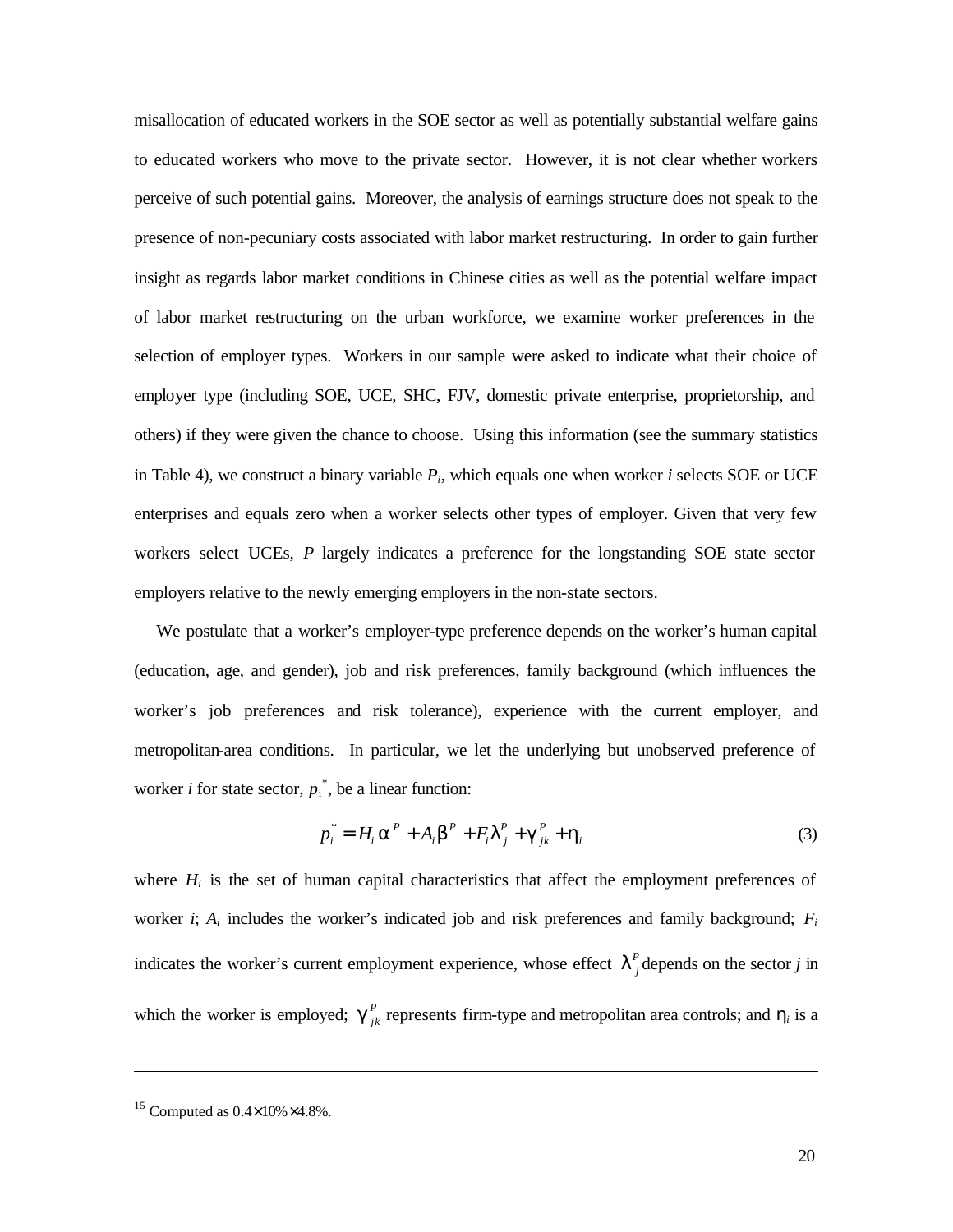misallocation of educated workers in the SOE sector as well as potentially substantial welfare gains to educated workers who move to the private sector. However, it is not clear whether workers perceive of such potential gains. Moreover, the analysis of earnings structure does not speak to the presence of non-pecuniary costs associated with labor market restructuring. In order to gain further insight as regards labor market conditions in Chinese cities as well as the potential welfare impact of labor market restructuring on the urban workforce, we examine worker preferences in the selection of employer types. Workers in our sample were asked to indicate what their choice of employer type (including SOE, UCE, SHC, FJV, domestic private enterprise, proprietorship, and others) if they were given the chance to choose. Using this information (see the summary statistics in Table 4), we construct a binary variable $P_i$, which equals one when worker *i* selects SOE or UCE enterprises and equals zero when a worker selects other types of employer. Given that very few workers select UCEs, *P* largely indicates a preference for the longstanding SOE state sector employers relative to the newly emerging employers in the non-state sectors.

We postulate that a worker's employer-type preference depends on the worker's human capital (education, age, and gender), job and risk preferences, family background (which influences the worker's job preferences and risk tolerance), experience with the current employer, and metropolitan-area conditions. In particular, we let the underlying but unobserved preference of worker *i* for state sector, $p_i^*$, be a linear function:

$$p_i^* = H_i \alpha^P + A_i \beta^P + F_i \lambda_j^P + \gamma_{jk}^P + \eta_i \tag{3}$$

where $H_i$ is the set of human capital characteristics that affect the employment preferences of worker *i*; $A_i$ includes the worker's indicated job and risk preferences and family background; $F_i$ indicates the worker's current employment experience, whose effect $\lambda_j^P$ depends on the sector *j* in which the worker is employed; $\gamma_{jk}^P$ represents firm-type and metropolitan area controls; and $\eta_i$ is a

---

[15] Computed as $0.4 \times 10\% \times 4.8\%$.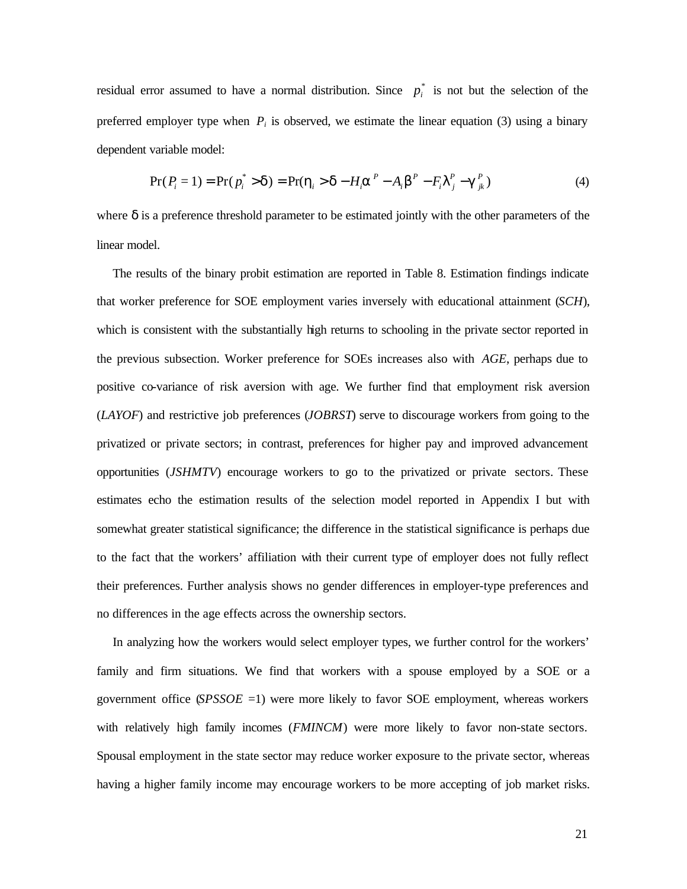residual error assumed to have a normal distribution. Since $p_i^*$ is not but the selection of the preferred employer type when $P_i$ is observed, we estimate the linear equation (3) using a binary dependent variable model:

$$\Pr(P_i = 1) = \Pr(p_i^* > \delta) = \Pr(\eta_i > \delta - H_i\alpha^P - A_i\beta^P - F_i\lambda_j^P - \gamma_{jk}^P) \qquad (4)$$

where δ is a preference threshold parameter to be estimated jointly with the other parameters of the linear model.

The results of the binary probit estimation are reported in Table 8. Estimation findings indicate that worker preference for SOE employment varies inversely with educational attainment (*SCH*), which is consistent with the substantially high returns to schooling in the private sector reported in the previous subsection. Worker preference for SOEs increases also with *AGE*, perhaps due to positive co-variance of risk aversion with age. We further find that employment risk aversion (*LAYOF*) and restrictive job preferences (*JOBRST*) serve to discourage workers from going to the privatized or private sectors; in contrast, preferences for higher pay and improved advancement opportunities (*JSHMTV*) encourage workers to go to the privatized or private sectors. These estimates echo the estimation results of the selection model reported in Appendix I but with somewhat greater statistical significance; the difference in the statistical significance is perhaps due to the fact that the workers' affiliation with their current type of employer does not fully reflect their preferences. Further analysis shows no gender differences in employer-type preferences and no differences in the age effects across the ownership sectors.

In analyzing how the workers would select employer types, we further control for the workers' family and firm situations. We find that workers with a spouse employed by a SOE or a government office (*SPSSOE* =1) were more likely to favor SOE employment, whereas workers with relatively high family incomes (*FMINCM*) were more likely to favor non-state sectors. Spousal employment in the state sector may reduce worker exposure to the private sector, whereas having a higher family income may encourage workers to be more accepting of job market risks.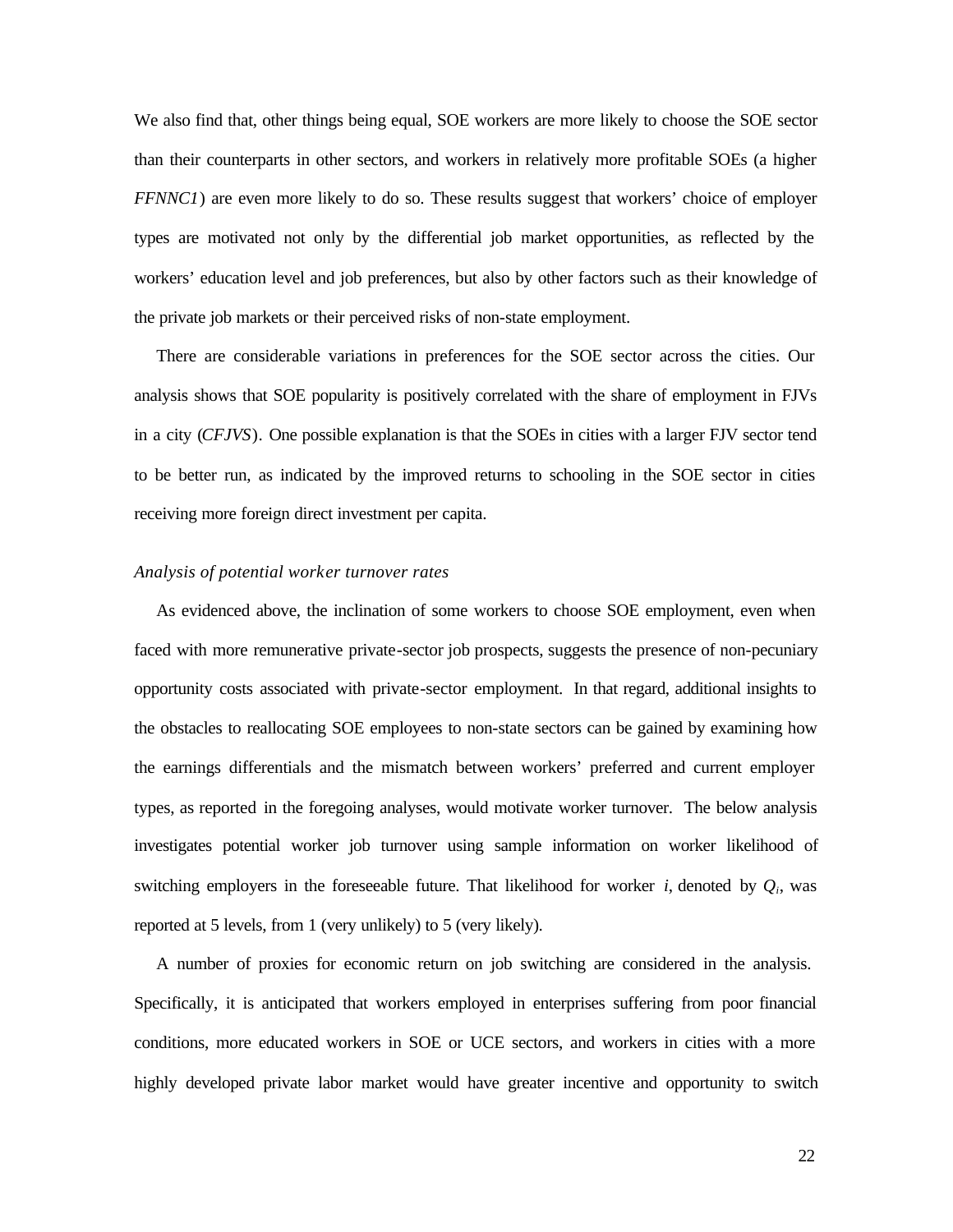We also find that, other things being equal, SOE workers are more likely to choose the SOE sector than their counterparts in other sectors, and workers in relatively more profitable SOEs (a higher *FFNNC1*) are even more likely to do so. These results suggest that workers' choice of employer types are motivated not only by the differential job market opportunities, as reflected by the workers' education level and job preferences, but also by other factors such as their knowledge of the private job markets or their perceived risks of non-state employment.

There are considerable variations in preferences for the SOE sector across the cities. Our analysis shows that SOE popularity is positively correlated with the share of employment in FJVs in a city (*CFJVS*). One possible explanation is that the SOEs in cities with a larger FJV sector tend to be better run, as indicated by the improved returns to schooling in the SOE sector in cities receiving more foreign direct investment per capita.

*Analysis of potential worker turnover rates*

As evidenced above, the inclination of some workers to choose SOE employment, even when faced with more remunerative private-sector job prospects, suggests the presence of non-pecuniary opportunity costs associated with private-sector employment. In that regard, additional insights to the obstacles to reallocating SOE employees to non-state sectors can be gained by examining how the earnings differentials and the mismatch between workers' preferred and current employer types, as reported in the foregoing analyses, would motivate worker turnover. The below analysis investigates potential worker job turnover using sample information on worker likelihood of switching employers in the foreseeable future. That likelihood for worker $i$, denoted by $Q_i$, was reported at 5 levels, from 1 (very unlikely) to 5 (very likely).

A number of proxies for economic return on job switching are considered in the analysis. Specifically, it is anticipated that workers employed in enterprises suffering from poor financial conditions, more educated workers in SOE or UCE sectors, and workers in cities with a more highly developed private labor market would have greater incentive and opportunity to switch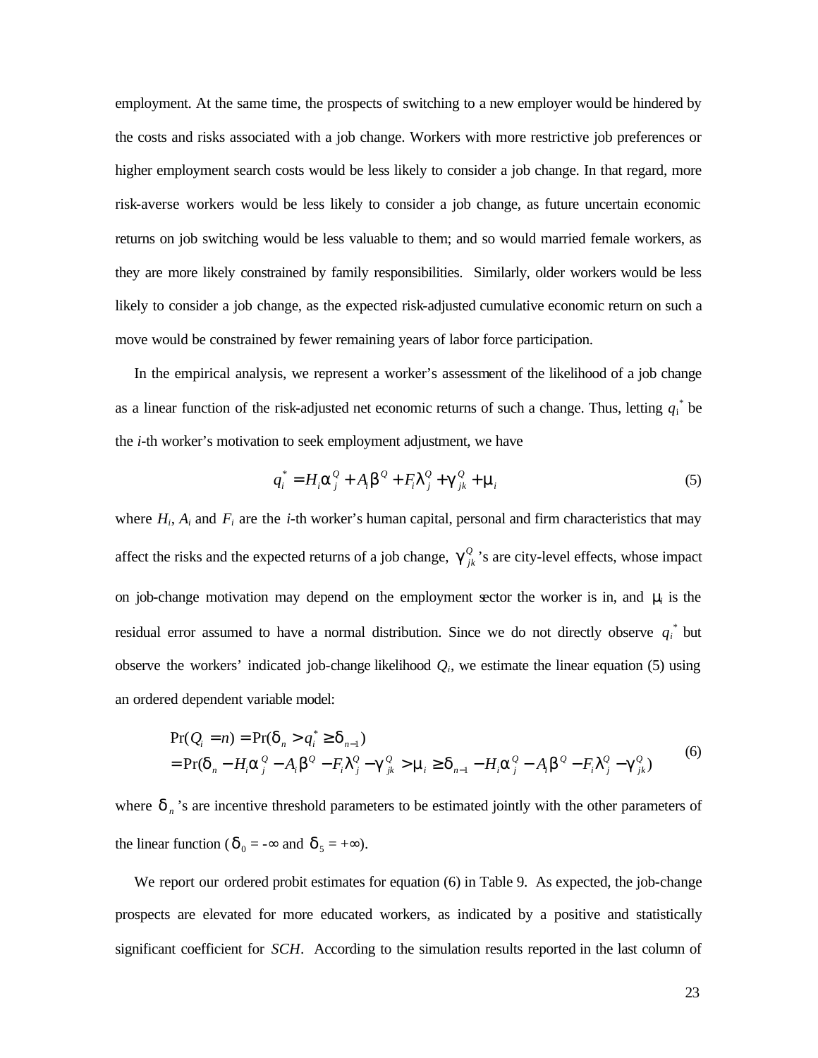employment. At the same time, the prospects of switching to a new employer would be hindered by the costs and risks associated with a job change. Workers with more restrictive job preferences or higher employment search costs would be less likely to consider a job change. In that regard, more risk-averse workers would be less likely to consider a job change, as future uncertain economic returns on job switching would be less valuable to them; and so would married female workers, as they are more likely constrained by family responsibilities. Similarly, older workers would be less likely to consider a job change, as the expected risk-adjusted cumulative economic return on such a move would be constrained by fewer remaining years of labor force participation.

In the empirical analysis, we represent a worker's assessment of the likelihood of a job change as a linear function of the risk-adjusted net economic returns of such a change. Thus, letting $q_i^*$ be the *i*-th worker's motivation to seek employment adjustment, we have

$$q_i^* = H_i \alpha_j^Q + A_i \beta^Q + F_i \lambda_j^Q + \gamma_{jk}^Q + \mu_i \tag{5}$$

where $H_i$, $A_i$ and $F_i$ are the *i*-th worker's human capital, personal and firm characteristics that may affect the risks and the expected returns of a job change, $\gamma_{jk}^Q$'s are city-level effects, whose impact on job-change motivation may depend on the employment sector the worker is in, and $\mu_i$ is the residual error assumed to have a normal distribution. Since we do not directly observe $q_i^*$ but observe the workers' indicated job-change likelihood $Q_i$, we estimate the linear equation (5) using an ordered dependent variable model:

$$\begin{aligned} &\Pr(Q_i = n) = \Pr(\delta_n > q_i^* \geq \delta_{n-1}) \\ &= \Pr(\delta_n - H_i \alpha_j^Q - A_i \beta^Q - F_i \lambda_j^Q - \gamma_{jk}^Q > \mu_i \geq \delta_{n-1} - H_i \alpha_j^Q - A_i \beta^Q - F_i \lambda_j^Q - \gamma_{jk}^Q) \end{aligned} \tag{6}$$

where $\delta_n$'s are incentive threshold parameters to be estimated jointly with the other parameters of the linear function ($\delta_0 = -\infty$ and $\delta_5 = +\infty$).

We report our ordered probit estimates for equation (6) in Table 9. As expected, the job-change prospects are elevated for more educated workers, as indicated by a positive and statistically significant coefficient for *SCH*. According to the simulation results reported in the last column of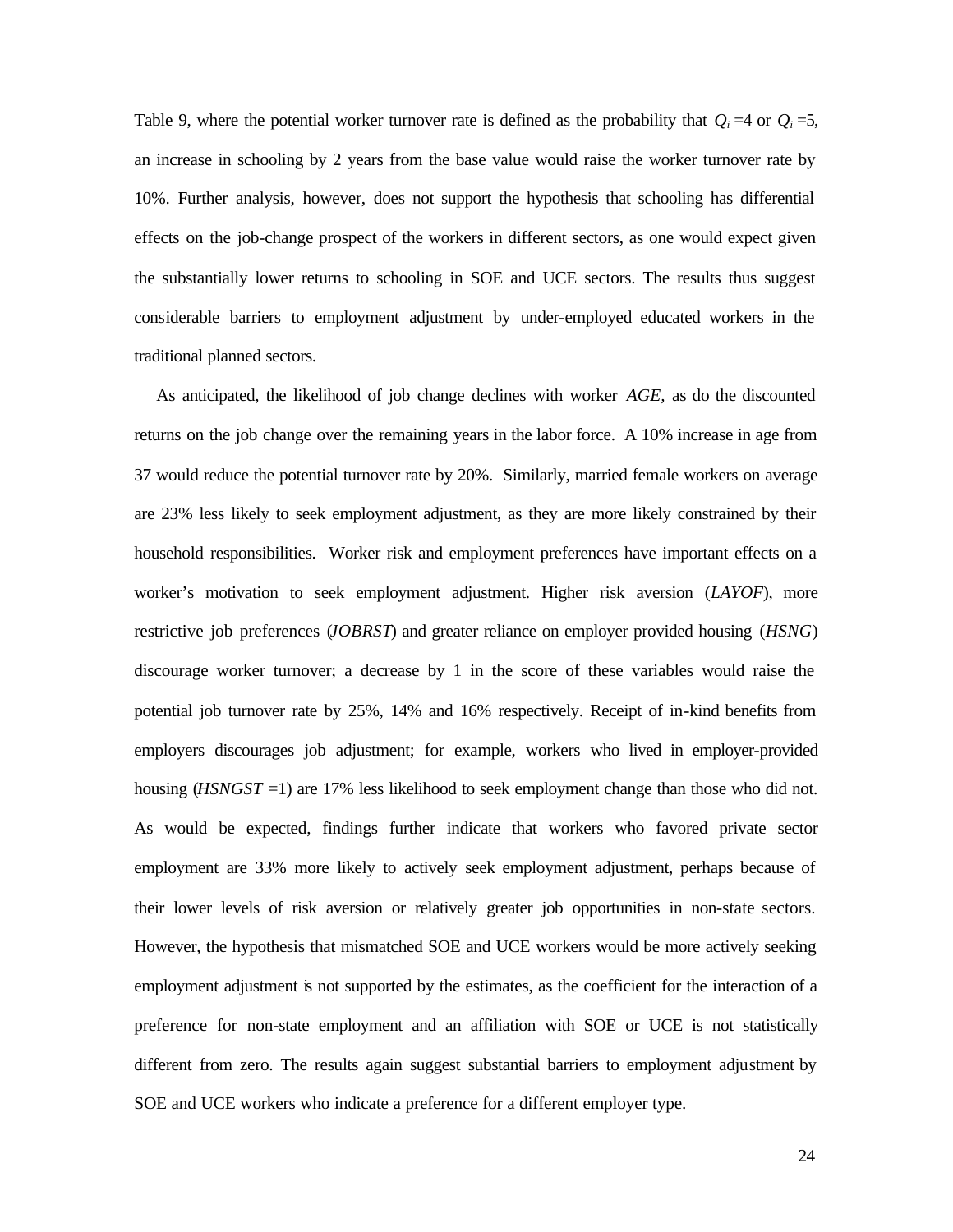Table 9, where the potential worker turnover rate is defined as the probability that $Q_i$ =4 or $Q_i$ =5, an increase in schooling by 2 years from the base value would raise the worker turnover rate by 10%. Further analysis, however, does not support the hypothesis that schooling has differential effects on the job-change prospect of the workers in different sectors, as one would expect given the substantially lower returns to schooling in SOE and UCE sectors. The results thus suggest considerable barriers to employment adjustment by under-employed educated workers in the traditional planned sectors.

As anticipated, the likelihood of job change declines with worker *AGE*, as do the discounted returns on the job change over the remaining years in the labor force. A 10% increase in age from 37 would reduce the potential turnover rate by 20%. Similarly, married female workers on average are 23% less likely to seek employment adjustment, as they are more likely constrained by their household responsibilities. Worker risk and employment preferences have important effects on a worker's motivation to seek employment adjustment. Higher risk aversion (*LAYOF*), more restrictive job preferences (*JOBRST*) and greater reliance on employer provided housing (*HSNG*) discourage worker turnover; a decrease by 1 in the score of these variables would raise the potential job turnover rate by 25%, 14% and 16% respectively. Receipt of in-kind benefits from employers discourages job adjustment; for example, workers who lived in employer-provided housing (*HSNGST* =1) are 17% less likelihood to seek employment change than those who did not. As would be expected, findings further indicate that workers who favored private sector employment are 33% more likely to actively seek employment adjustment, perhaps because of their lower levels of risk aversion or relatively greater job opportunities in non-state sectors. However, the hypothesis that mismatched SOE and UCE workers would be more actively seeking employment adjustment is not supported by the estimates, as the coefficient for the interaction of a preference for non-state employment and an affiliation with SOE or UCE is not statistically different from zero. The results again suggest substantial barriers to employment adjustment by SOE and UCE workers who indicate a preference for a different employer type.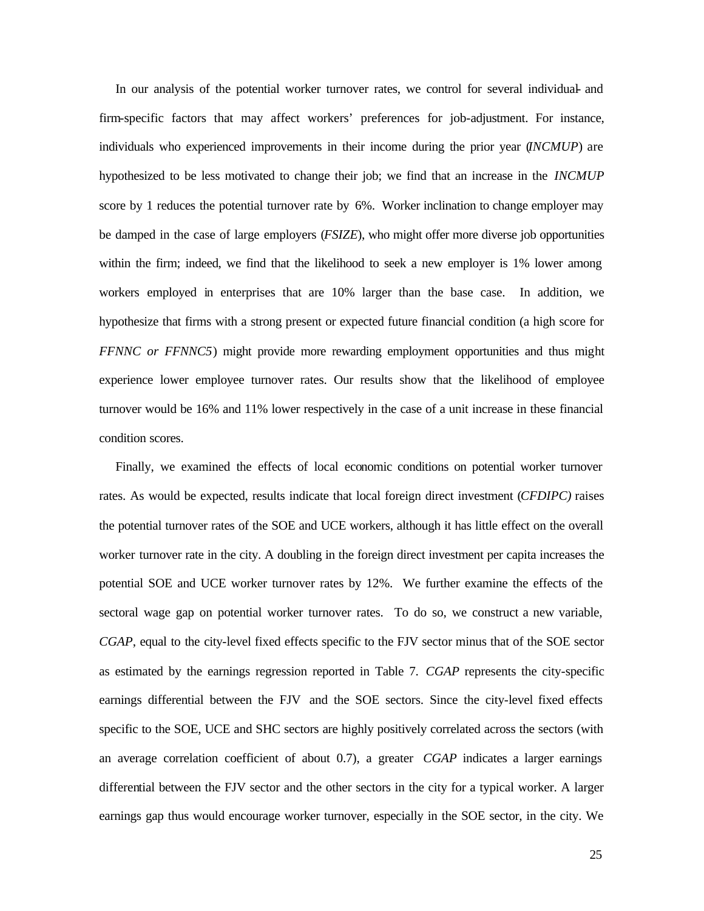In our analysis of the potential worker turnover rates, we control for several individual- and firm-specific factors that may affect workers' preferences for job-adjustment. For instance, individuals who experienced improvements in their income during the prior year (*INCMUP*) are hypothesized to be less motivated to change their job; we find that an increase in the *INCMUP* score by 1 reduces the potential turnover rate by 6%. Worker inclination to change employer may be damped in the case of large employers (*FSIZE*), who might offer more diverse job opportunities within the firm; indeed, we find that the likelihood to seek a new employer is 1% lower among workers employed in enterprises that are 10% larger than the base case. In addition, we hypothesize that firms with a strong present or expected future financial condition (a high score for *FFNNC or FFNNC5*) might provide more rewarding employment opportunities and thus might experience lower employee turnover rates. Our results show that the likelihood of employee turnover would be 16% and 11% lower respectively in the case of a unit increase in these financial condition scores.

Finally, we examined the effects of local economic conditions on potential worker turnover rates. As would be expected, results indicate that local foreign direct investment (*CFDIPC)* raises the potential turnover rates of the SOE and UCE workers, although it has little effect on the overall worker turnover rate in the city. A doubling in the foreign direct investment per capita increases the potential SOE and UCE worker turnover rates by 12%. We further examine the effects of the sectoral wage gap on potential worker turnover rates. To do so, we construct a new variable, *CGAP*, equal to the city-level fixed effects specific to the FJV sector minus that of the SOE sector as estimated by the earnings regression reported in Table 7. *CGAP* represents the city-specific earnings differential between the FJV and the SOE sectors. Since the city-level fixed effects specific to the SOE, UCE and SHC sectors are highly positively correlated across the sectors (with an average correlation coefficient of about 0.7), a greater *CGAP* indicates a larger earnings differential between the FJV sector and the other sectors in the city for a typical worker. A larger earnings gap thus would encourage worker turnover, especially in the SOE sector, in the city. We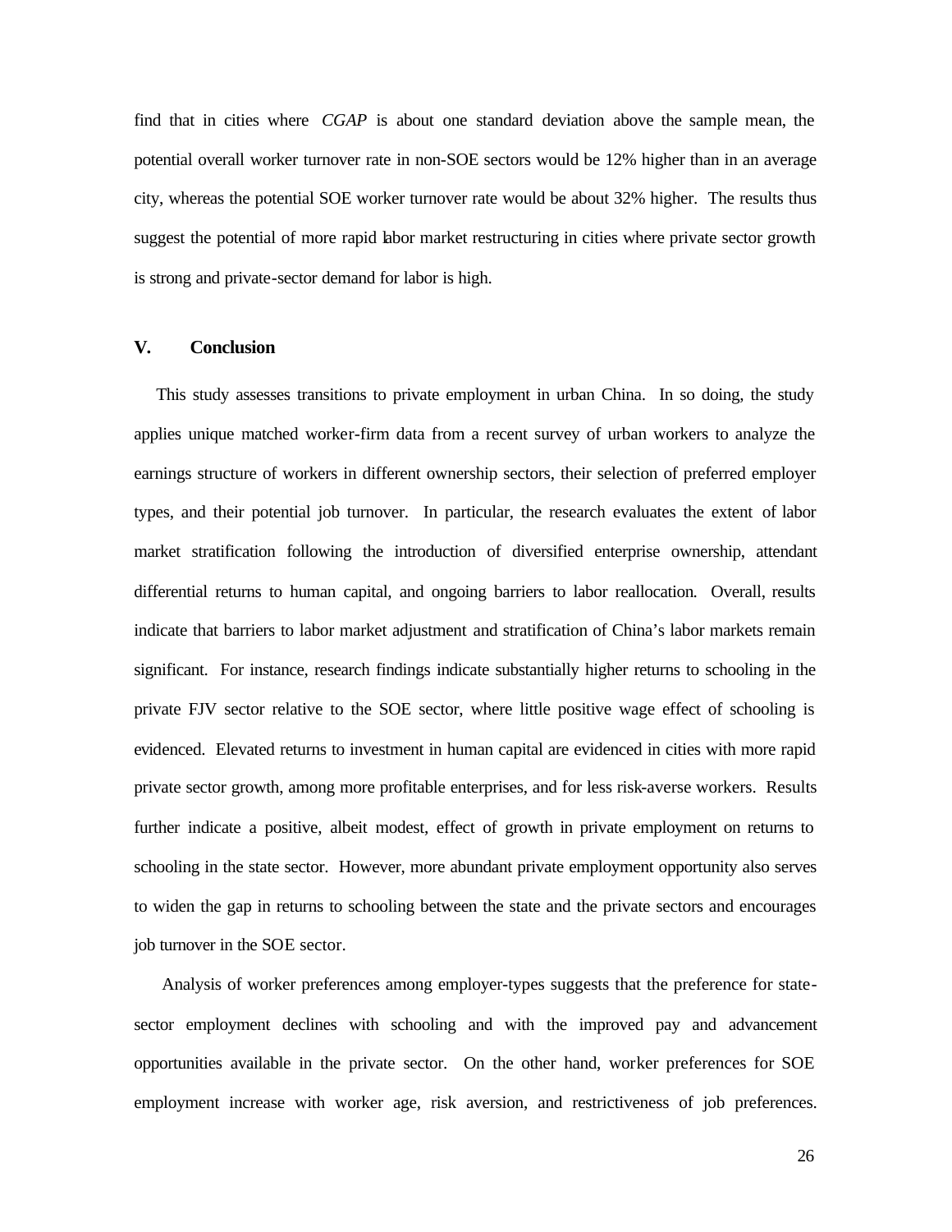find that in cities where *CGAP* is about one standard deviation above the sample mean, the potential overall worker turnover rate in non-SOE sectors would be 12% higher than in an average city, whereas the potential SOE worker turnover rate would be about 32% higher. The results thus suggest the potential of more rapid labor market restructuring in cities where private sector growth is strong and private-sector demand for labor is high.

## V. Conclusion

This study assesses transitions to private employment in urban China. In so doing, the study applies unique matched worker-firm data from a recent survey of urban workers to analyze the earnings structure of workers in different ownership sectors, their selection of preferred employer types, and their potential job turnover. In particular, the research evaluates the extent of labor market stratification following the introduction of diversified enterprise ownership, attendant differential returns to human capital, and ongoing barriers to labor reallocation. Overall, results indicate that barriers to labor market adjustment and stratification of China's labor markets remain significant. For instance, research findings indicate substantially higher returns to schooling in the private FJV sector relative to the SOE sector, where little positive wage effect of schooling is evidenced. Elevated returns to investment in human capital are evidenced in cities with more rapid private sector growth, among more profitable enterprises, and for less risk-averse workers. Results further indicate a positive, albeit modest, effect of growth in private employment on returns to schooling in the state sector. However, more abundant private employment opportunity also serves to widen the gap in returns to schooling between the state and the private sectors and encourages job turnover in the SOE sector.

Analysis of worker preferences among employer-types suggests that the preference for state-sector employment declines with schooling and with the improved pay and advancement opportunities available in the private sector. On the other hand, worker preferences for SOE employment increase with worker age, risk aversion, and restrictiveness of job preferences.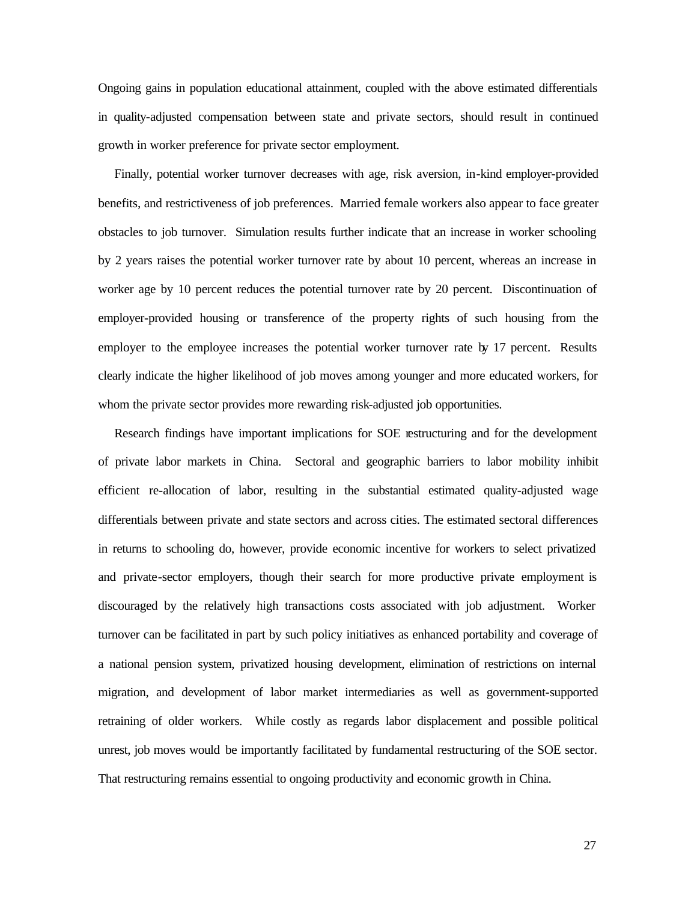Ongoing gains in population educational attainment, coupled with the above estimated differentials in quality-adjusted compensation between state and private sectors, should result in continued growth in worker preference for private sector employment.

Finally, potential worker turnover decreases with age, risk aversion, in-kind employer-provided benefits, and restrictiveness of job preferences. Married female workers also appear to face greater obstacles to job turnover. Simulation results further indicate that an increase in worker schooling by 2 years raises the potential worker turnover rate by about 10 percent, whereas an increase in worker age by 10 percent reduces the potential turnover rate by 20 percent. Discontinuation of employer-provided housing or transference of the property rights of such housing from the employer to the employee increases the potential worker turnover rate by 17 percent. Results clearly indicate the higher likelihood of job moves among younger and more educated workers, for whom the private sector provides more rewarding risk-adjusted job opportunities.

Research findings have important implications for SOE restructuring and for the development of private labor markets in China. Sectoral and geographic barriers to labor mobility inhibit efficient re-allocation of labor, resulting in the substantial estimated quality-adjusted wage differentials between private and state sectors and across cities. The estimated sectoral differences in returns to schooling do, however, provide economic incentive for workers to select privatized and private-sector employers, though their search for more productive private employment is discouraged by the relatively high transactions costs associated with job adjustment. Worker turnover can be facilitated in part by such policy initiatives as enhanced portability and coverage of a national pension system, privatized housing development, elimination of restrictions on internal migration, and development of labor market intermediaries as well as government-supported retraining of older workers. While costly as regards labor displacement and possible political unrest, job moves would be importantly facilitated by fundamental restructuring of the SOE sector. That restructuring remains essential to ongoing productivity and economic growth in China.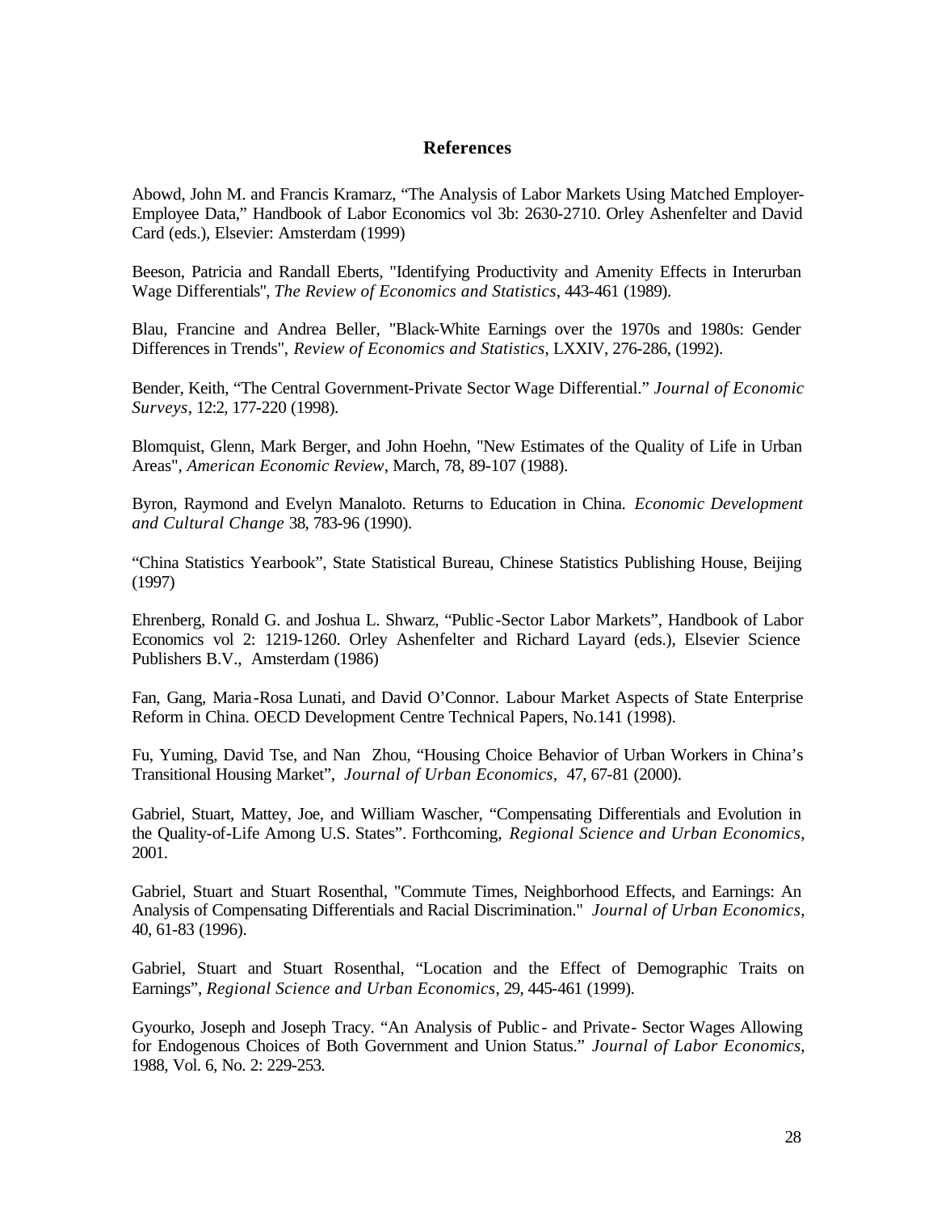## References

Abowd, John M. and Francis Kramarz, “The Analysis of Labor Markets Using Matched Employer-Employee Data,” Handbook of Labor Economics vol 3b: 2630-2710. Orley Ashenfelter and David Card (eds.), Elsevier: Amsterdam (1999)

Beeson, Patricia and Randall Eberts, "Identifying Productivity and Amenity Effects in Interurban Wage Differentials", *The Review of Economics and Statistics*, 443-461 (1989).

Blau, Francine and Andrea Beller, "Black-White Earnings over the 1970s and 1980s: Gender Differences in Trends", *Review of Economics and Statistics*, LXXIV, 276-286, (1992).

Bender, Keith, “The Central Government-Private Sector Wage Differential.” *Journal of Economic Surveys*, 12:2, 177-220 (1998).

Blomquist, Glenn, Mark Berger, and John Hoehn, "New Estimates of the Quality of Life in Urban Areas", *American Economic Review*, March, 78, 89-107 (1988).

Byron, Raymond and Evelyn Manaloto. Returns to Education in China. *Economic Development and Cultural Change* 38, 783-96 (1990).

“China Statistics Yearbook”, State Statistical Bureau, Chinese Statistics Publishing House, Beijing (1997)

Ehrenberg, Ronald G. and Joshua L. Shwarz, “Public-Sector Labor Markets”, Handbook of Labor Economics vol 2: 1219-1260. Orley Ashenfelter and Richard Layard (eds.), Elsevier Science Publishers B.V., Amsterdam (1986)

Fan, Gang, Maria-Rosa Lunati, and David O’Connor. Labour Market Aspects of State Enterprise Reform in China. OECD Development Centre Technical Papers, No.141 (1998).

Fu, Yuming, David Tse, and Nan Zhou, “Housing Choice Behavior of Urban Workers in China’s Transitional Housing Market”, *Journal of Urban Economics*, 47, 67-81 (2000).

Gabriel, Stuart, Mattey, Joe, and William Wascher, “Compensating Differentials and Evolution in the Quality-of-Life Among U.S. States”. Forthcoming, *Regional Science and Urban Economics*, 2001.

Gabriel, Stuart and Stuart Rosenthal, "Commute Times, Neighborhood Effects, and Earnings: An Analysis of Compensating Differentials and Racial Discrimination." *Journal of Urban Economics*, 40, 61-83 (1996).

Gabriel, Stuart and Stuart Rosenthal, “Location and the Effect of Demographic Traits on Earnings”, *Regional Science and Urban Economics*, 29, 445-461 (1999).

Gyourko, Joseph and Joseph Tracy. “An Analysis of Public- and Private- Sector Wages Allowing for Endogenous Choices of Both Government and Union Status.” *Journal of Labor Economics*, 1988, Vol. 6, No. 2: 229-253.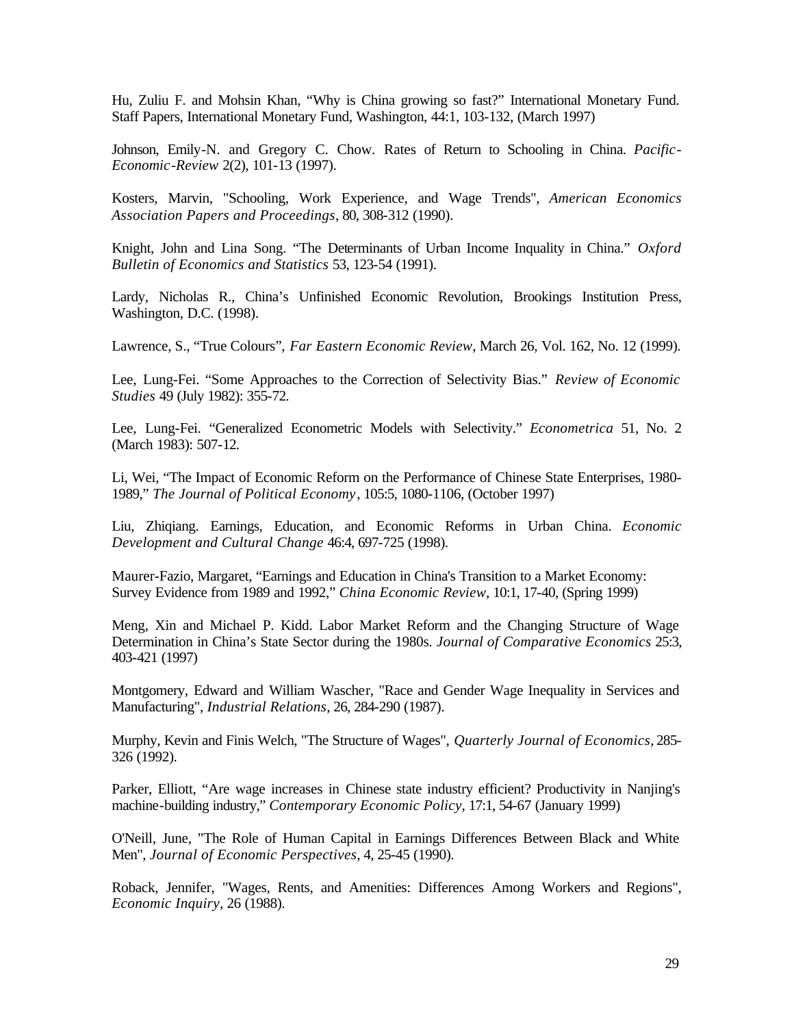Hu, Zuliu F. and Mohsin Khan, "Why is China growing so fast?" International Monetary Fund. Staff Papers, International Monetary Fund, Washington, 44:1, 103-132, (March 1997)

Johnson, Emily-N. and Gregory C. Chow. Rates of Return to Schooling in China. *Pacific-Economic-Review* 2(2), 101-13 (1997).

Kosters, Marvin, "Schooling, Work Experience, and Wage Trends", *American Economics Association Papers and Proceedings*, 80, 308-312 (1990).

Knight, John and Lina Song. "The Determinants of Urban Income Inquality in China." *Oxford Bulletin of Economics and Statistics* 53, 123-54 (1991).

Lardy, Nicholas R., China's Unfinished Economic Revolution, Brookings Institution Press, Washington, D.C. (1998).

Lawrence, S., "True Colours", *Far Eastern Economic Review*, March 26, Vol. 162, No. 12 (1999).

Lee, Lung-Fei. "Some Approaches to the Correction of Selectivity Bias." *Review of Economic Studies* 49 (July 1982): 355-72.

Lee, Lung-Fei. "Generalized Econometric Models with Selectivity." *Econometrica* 51, No. 2 (March 1983): 507-12.

Li, Wei, "The Impact of Economic Reform on the Performance of Chinese State Enterprises, 1980-1989," *The Journal of Political Economy*, 105:5, 1080-1106, (October 1997)

Liu, Zhiqiang. Earnings, Education, and Economic Reforms in Urban China. *Economic Development and Cultural Change* 46:4, 697-725 (1998).

Maurer-Fazio, Margaret, "Earnings and Education in China's Transition to a Market Economy: Survey Evidence from 1989 and 1992," *China Economic Review*, 10:1, 17-40, (Spring 1999)

Meng, Xin and Michael P. Kidd. Labor Market Reform and the Changing Structure of Wage Determination in China's State Sector during the 1980s. *Journal of Comparative Economics* 25:3, 403-421 (1997)

Montgomery, Edward and William Wascher, "Race and Gender Wage Inequality in Services and Manufacturing", *Industrial Relations*, 26, 284-290 (1987).

Murphy, Kevin and Finis Welch, "The Structure of Wages", *Quarterly Journal of Economics*, 285-326 (1992).

Parker, Elliott, "Are wage increases in Chinese state industry efficient? Productivity in Nanjing's machine-building industry," *Contemporary Economic Policy*, 17:1, 54-67 (January 1999)

O'Neill, June, "The Role of Human Capital in Earnings Differences Between Black and White Men", *Journal of Economic Perspectives*, 4, 25-45 (1990).

Roback, Jennifer, "Wages, Rents, and Amenities: Differences Among Workers and Regions", *Economic Inquiry*, 26 (1988).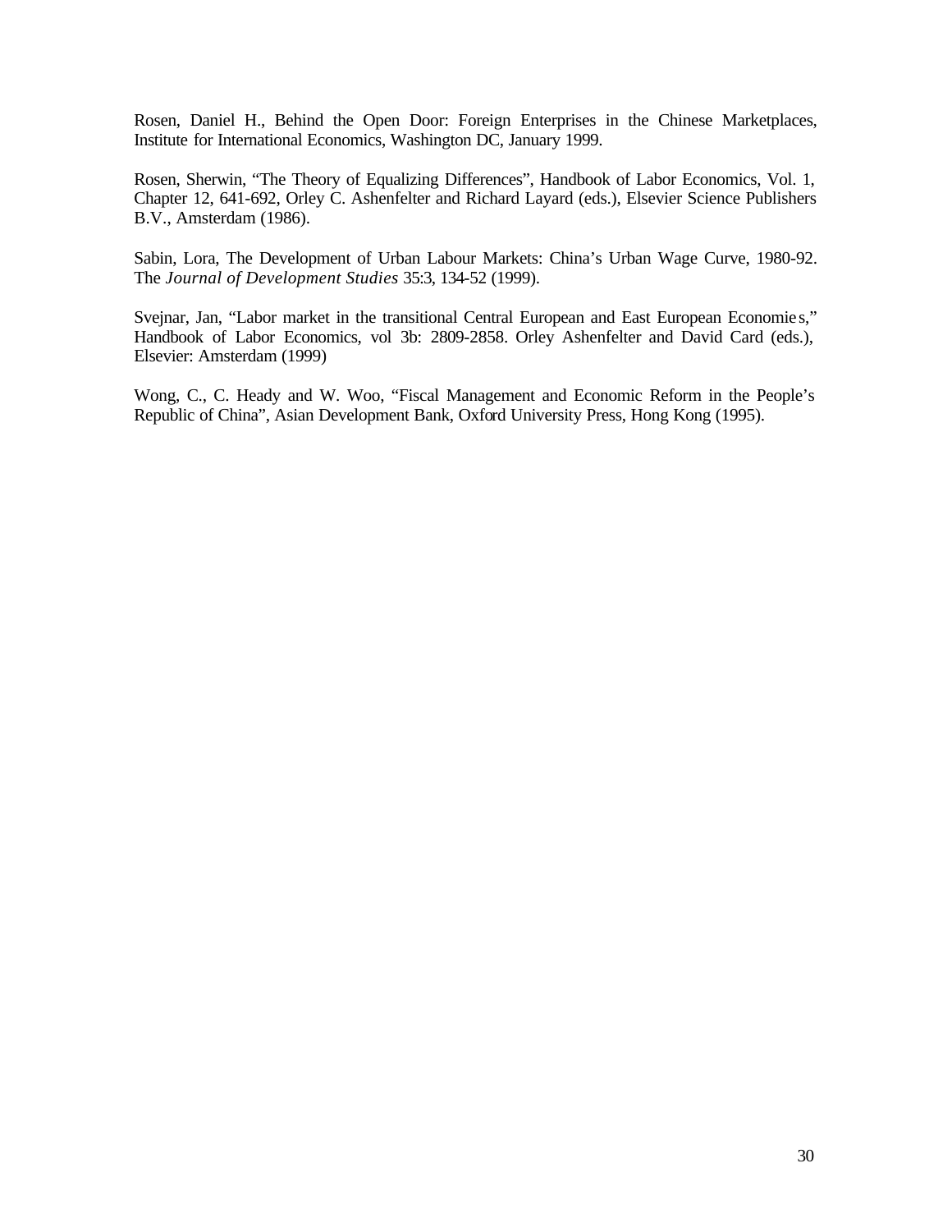Rosen, Daniel H., Behind the Open Door: Foreign Enterprises in the Chinese Marketplaces, Institute for International Economics, Washington DC, January 1999.

Rosen, Sherwin, "The Theory of Equalizing Differences", Handbook of Labor Economics, Vol. 1, Chapter 12, 641-692, Orley C. Ashenfelter and Richard Layard (eds.), Elsevier Science Publishers B.V., Amsterdam (1986).

Sabin, Lora, The Development of Urban Labour Markets: China's Urban Wage Curve, 1980-92. The *Journal of Development Studies* 35:3, 134-52 (1999).

Svejnar, Jan, "Labor market in the transitional Central European and East European Economies," Handbook of Labor Economics, vol 3b: 2809-2858. Orley Ashenfelter and David Card (eds.), Elsevier: Amsterdam (1999)

Wong, C., C. Heady and W. Woo, "Fiscal Management and Economic Reform in the People's Republic of China", Asian Development Bank, Oxford University Press, Hong Kong (1995).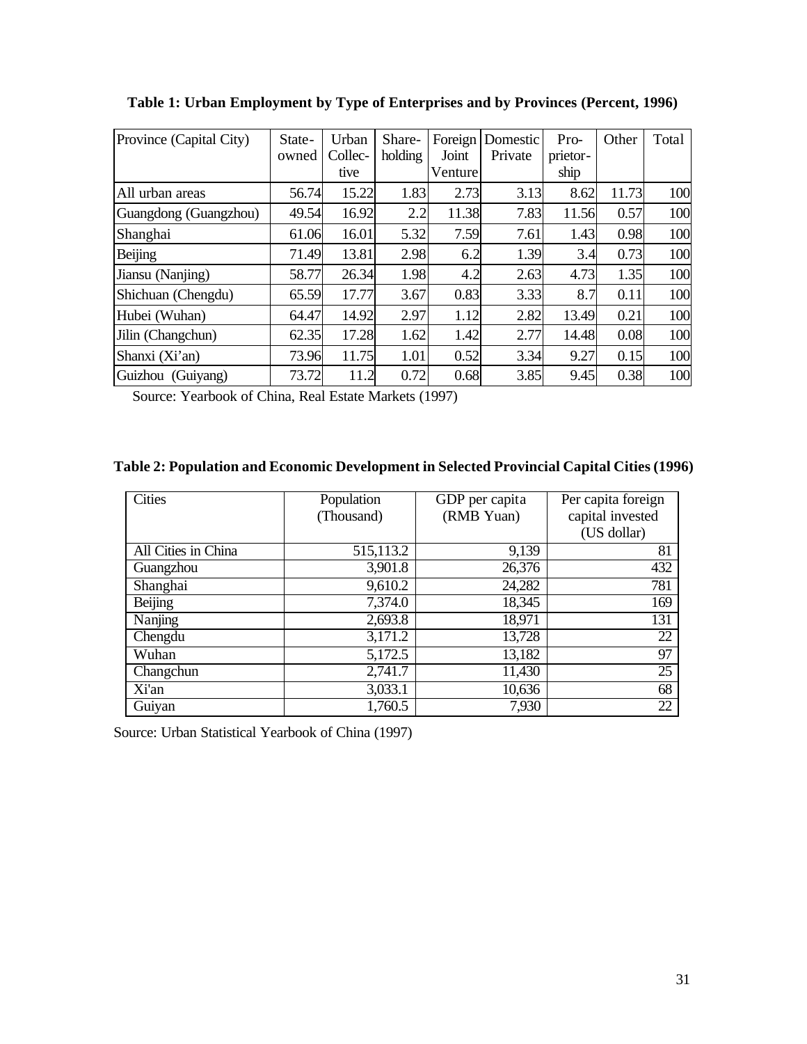**Table 1: Urban Employment by Type of Enterprises and by Provinces (Percent, 1996)**

| Province (Capital City) | State-owned | Urban Collective | Share-holding | Foreign Joint Venture | Domestic Private | Pro-prietor-ship | Other | Total |
|---|---|---|---|---|---|---|---|---|
| All urban areas | 56.74 | 15.22 | 1.83 | 2.73 | 3.13 | 8.62 | 11.73 | 100 |
| Guangdong (Guangzhou) | 49.54 | 16.92 | 2.2 | 11.38 | 7.83 | 11.56 | 0.57 | 100 |
| Shanghai | 61.06 | 16.01 | 5.32 | 7.59 | 7.61 | 1.43 | 0.98 | 100 |
| Beijing | 71.49 | 13.81 | 2.98 | 6.2 | 1.39 | 3.4 | 0.73 | 100 |
| Jiansu (Nanjing) | 58.77 | 26.34 | 1.98 | 4.2 | 2.63 | 4.73 | 1.35 | 100 |
| Shichuan (Chengdu) | 65.59 | 17.77 | 3.67 | 0.83 | 3.33 | 8.7 | 0.11 | 100 |
| Hubei (Wuhan) | 64.47 | 14.92 | 2.97 | 1.12 | 2.82 | 13.49 | 0.21 | 100 |
| Jilin (Changchun) | 62.35 | 17.28 | 1.62 | 1.42 | 2.77 | 14.48 | 0.08 | 100 |
| Shanxi (Xi'an) | 73.96 | 11.75 | 1.01 | 0.52 | 3.34 | 9.27 | 0.15 | 100 |
| Guizhou (Guiyang) | 73.72 | 11.2 | 0.72 | 0.68 | 3.85 | 9.45 | 0.38 | 100 |

Source: Yearbook of China, Real Estate Markets (1997)

**Table 2: Population and Economic Development in Selected Provincial Capital Cities (1996)**

| Cities | Population (Thousand) | GDP per capita (RMB Yuan) | Per capita foreign capital invested (US dollar) |
|---|---|---|---|
| All Cities in China | 515,113.2 | 9,139 | 81 |
| Guangzhou | 3,901.8 | 26,376 | 432 |
| Shanghai | 9,610.2 | 24,282 | 781 |
| Beijing | 7,374.0 | 18,345 | 169 |
| Nanjing | 2,693.8 | 18,971 | 131 |
| Chengdu | 3,171.2 | 13,728 | 22 |
| Wuhan | 5,172.5 | 13,182 | 97 |
| Changchun | 2,741.7 | 11,430 | 25 |
| Xi'an | 3,033.1 | 10,636 | 68 |
| Guiyan | 1,760.5 | 7,930 | 22 |

Source: Urban Statistical Yearbook of China (1997)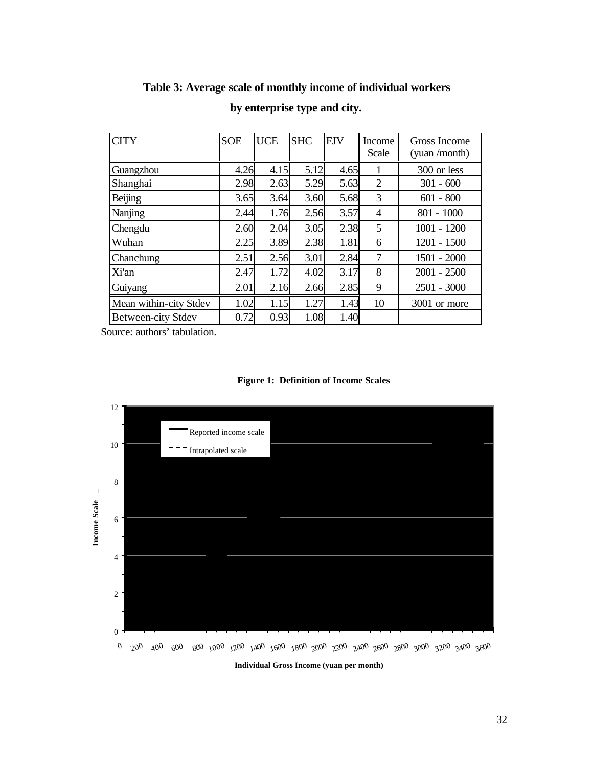**Table 3: Average scale of monthly income of individual workers by enterprise type and city.**

| CITY | SOE | UCE | SHC | FJV | Income Scale | Gross Income (yuan /month) |
|---|---|---|---|---|---|---|
| Guangzhou | 4.26 | 4.15 | 5.12 | 4.65 | 1 | 300 or less |
| Shanghai | 2.98 | 2.63 | 5.29 | 5.63 | 2 | 301 - 600 |
| Beijing | 3.65 | 3.64 | 3.60 | 5.68 | 3 | 601 - 800 |
| Nanjing | 2.44 | 1.76 | 2.56 | 3.57 | 4 | 801 - 1000 |
| Chengdu | 2.60 | 2.04 | 3.05 | 2.38 | 5 | 1001 - 1200 |
| Wuhan | 2.25 | 3.89 | 2.38 | 1.81 | 6 | 1201 - 1500 |
| Chanchung | 2.51 | 2.56 | 3.01 | 2.84 | 7 | 1501 - 2000 |
| Xi'an | 2.47 | 1.72 | 4.02 | 3.17 | 8 | 2001 - 2500 |
| Guiyang | 2.01 | 2.16 | 2.66 | 2.85 | 9 | 2501 - 3000 |
| Mean within-city Stdev | 1.02 | 1.15 | 1.27 | 1.43 | 10 | 3001 or more |
| Between-city Stdev | 0.72 | 0.93 | 1.08 | 1.40 | | |

Source: authors' tabulation.

**Figure 1: Definition of Income Scales**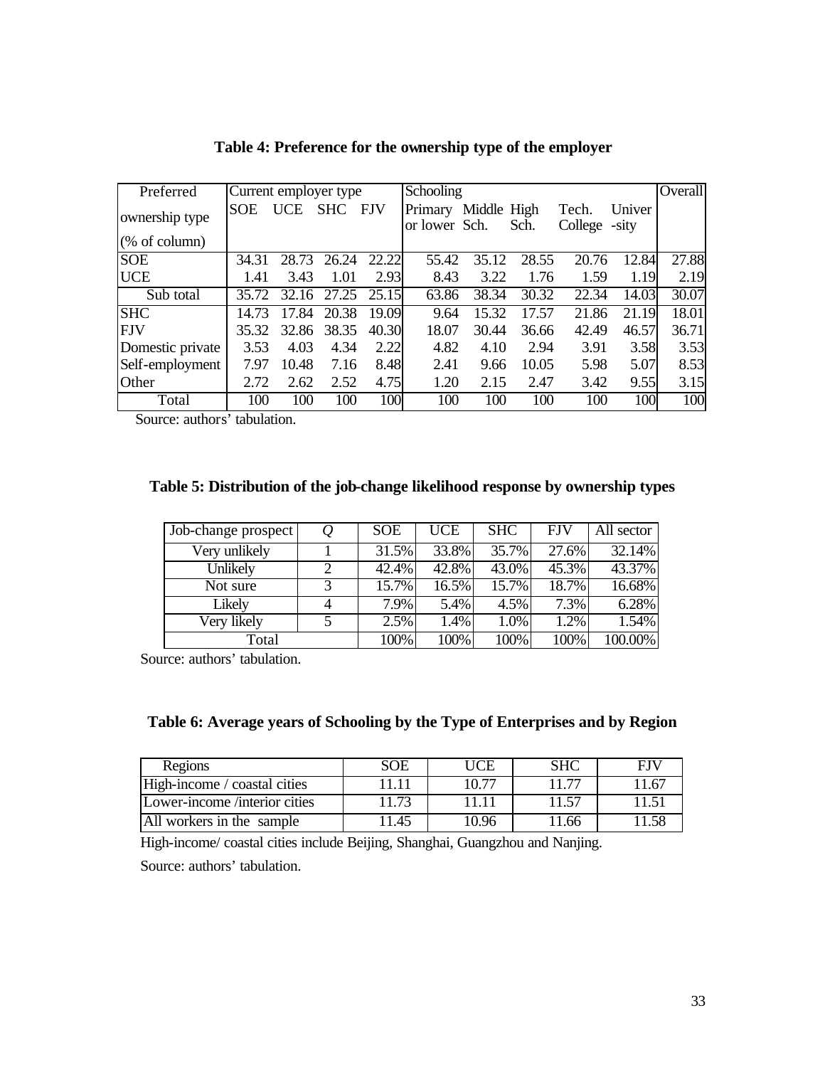**Table 4: Preference for the ownership type of the employer**

| Preferred ownership type (% of column) | Current employer type | | | | Schooling | | | | | Overall |
|---|---|---|---|---|---|---|---|---|---|---|
| | SOE | UCE | SHC | FJV | Primary or lower | Middle Sch. | High Sch. | Tech. College | University | |
| SOE | 34.31 | 28.73 | 26.24 | 22.22 | 55.42 | 35.12 | 28.55 | 20.76 | 12.84 | 27.88 |
| UCE | 1.41 | 3.43 | 1.01 | 2.93 | 8.43 | 3.22 | 1.76 | 1.59 | 1.19 | 2.19 |
| Sub total | 35.72 | 32.16 | 27.25 | 25.15 | 63.86 | 38.34 | 30.32 | 22.34 | 14.03 | 30.07 |
| SHC | 14.73 | 17.84 | 20.38 | 19.09 | 9.64 | 15.32 | 17.57 | 21.86 | 21.19 | 18.01 |
| FJV | 35.32 | 32.86 | 38.35 | 40.30 | 18.07 | 30.44 | 36.66 | 42.49 | 46.57 | 36.71 |
| Domestic private | 3.53 | 4.03 | 4.34 | 2.22 | 4.82 | 4.10 | 2.94 | 3.91 | 3.58 | 3.53 |
| Self-employment | 7.97 | 10.48 | 7.16 | 8.48 | 2.41 | 9.66 | 10.05 | 5.98 | 5.07 | 8.53 |
| Other | 2.72 | 2.62 | 2.52 | 4.75 | 1.20 | 2.15 | 2.47 | 3.42 | 9.55 | 3.15 |
| Total | 100 | 100 | 100 | 100 | 100 | 100 | 100 | 100 | 100 | 100 |

Source: authors' tabulation.

**Table 5: Distribution of the job-change likelihood response by ownership types**

| Job-change prospect | *Q* | SOE | UCE | SHC | FJV | All sector |
|---|---|---|---|---|---|---|
| Very unlikely | 1 | 31.5% | 33.8% | 35.7% | 27.6% | 32.14% |
| Unlikely | 2 | 42.4% | 42.8% | 43.0% | 45.3% | 43.37% |
| Not sure | 3 | 15.7% | 16.5% | 15.7% | 18.7% | 16.68% |
| Likely | 4 | 7.9% | 5.4% | 4.5% | 7.3% | 6.28% |
| Very likely | 5 | 2.5% | 1.4% | 1.0% | 1.2% | 1.54% |
| Total | | 100% | 100% | 100% | 100% | 100.00% |

Source: authors' tabulation.

**Table 6: Average years of Schooling by the Type of Enterprises and by Region**

| Regions | SOE | UCE | SHC | FJV |
|---|---|---|---|---|
| High-income / coastal cities | 11.11 | 10.77 | 11.77 | 11.67 |
| Lower-income /interior cities | 11.73 | 11.11 | 11.57 | 11.51 |
| All workers in the sample | 11.45 | 10.96 | 11.66 | 11.58 |

High-income/ coastal cities include Beijing, Shanghai, Guangzhou and Nanjing.

Source: authors' tabulation.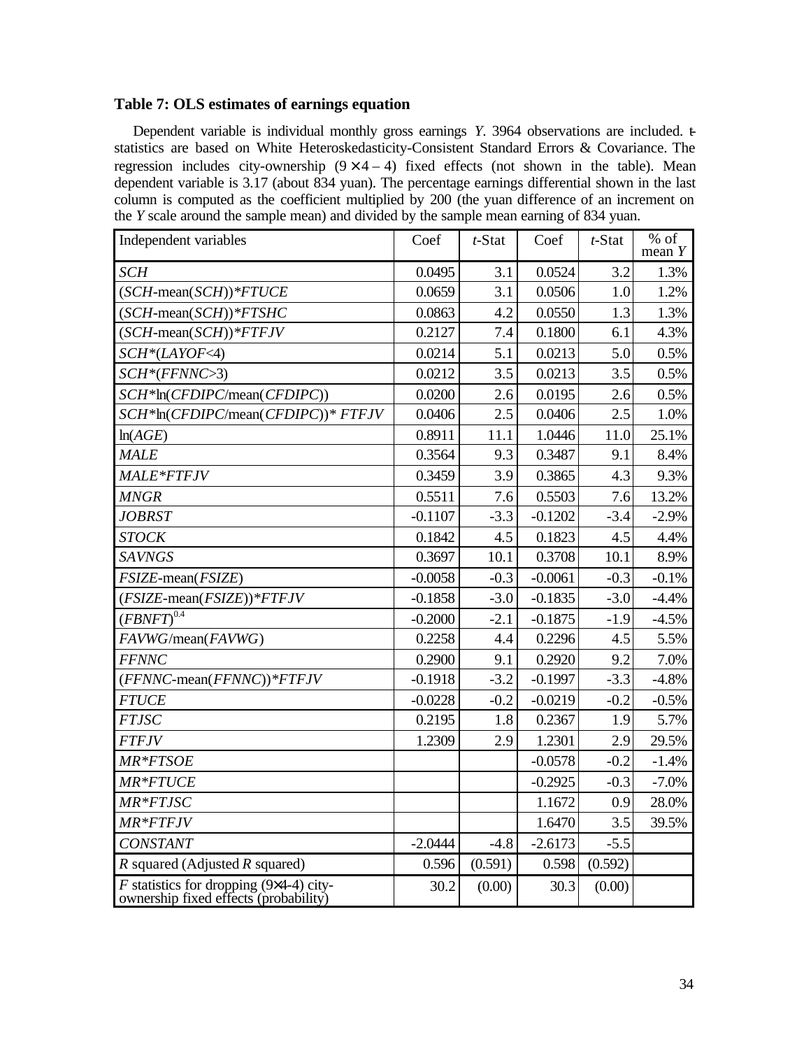**Table 7: OLS estimates of earnings equation**

Dependent variable is individual monthly gross earnings *Y*. 3964 observations are included. *t*-statistics are based on White Heteroskedasticity-Consistent Standard Errors & Covariance. The regression includes city-ownership $(9 \times 4 - 4)$ fixed effects (not shown in the table). Mean dependent variable is 3.17 (about 834 yuan). The percentage earnings differential shown in the last column is computed as the coefficient multiplied by 200 (the yuan difference of an increment on the *Y* scale around the sample mean) and divided by the sample mean earning of 834 yuan.

| Independent variables | Coef | *t*-Stat | Coef | *t*-Stat | % of mean *Y* |
|---|---|---|---|---|---|
| *SCH* | 0.0495 | 3.1 | 0.0524 | 3.2 | 1.3% |
| (*SCH*-mean(*SCH*))\**FTUCE* | 0.0659 | 3.1 | 0.0506 | 1.0 | 1.2% |
| (*SCH*-mean(*SCH*))\**FTSHC* | 0.0863 | 4.2 | 0.0550 | 1.3 | 1.3% |
| (*SCH*-mean(*SCH*))\**FTFJV* | 0.2127 | 7.4 | 0.1800 | 6.1 | 4.3% |
| *SCH*\*(*LAYOF*<4) | 0.0214 | 5.1 | 0.0213 | 5.0 | 0.5% |
| *SCH*\*(*FFNNC*>3) | 0.0212 | 3.5 | 0.0213 | 3.5 | 0.5% |
| *SCH*\*ln(*CFDIPC*/mean(*CFDIPC*)) | 0.0200 | 2.6 | 0.0195 | 2.6 | 0.5% |
| *SCH*\*ln(*CFDIPC*/mean(*CFDIPC*))\* *FTFJV* | 0.0406 | 2.5 | 0.0406 | 2.5 | 1.0% |
| ln(*AGE*) | 0.8911 | 11.1 | 1.0446 | 11.0 | 25.1% |
| *MALE* | 0.3564 | 9.3 | 0.3487 | 9.1 | 8.4% |
| *MALE*\**FTFJV* | 0.3459 | 3.9 | 0.3865 | 4.3 | 9.3% |
| *MNGR* | 0.5511 | 7.6 | 0.5503 | 7.6 | 13.2% |
| *JOBRST* | -0.1107 | -3.3 | -0.1202 | -3.4 | -2.9% |
| *STOCK* | 0.1842 | 4.5 | 0.1823 | 4.5 | 4.4% |
| *SAVNGS* | 0.3697 | 10.1 | 0.3708 | 10.1 | 8.9% |
| *FSIZE*-mean(*FSIZE*) | -0.0058 | -0.3 | -0.0061 | -0.3 | -0.1% |
| (*FSIZE*-mean(*FSIZE*))\**FTFJV* | -0.1858 | -3.0 | -0.1835 | -3.0 | -4.4% |
| $(FBNFT)^{0.4}$ | -0.2000 | -2.1 | -0.1875 | -1.9 | -4.5% |
| *FAVWG*/mean(*FAVWG*) | 0.2258 | 4.4 | 0.2296 | 4.5 | 5.5% |
| *FFNNC* | 0.2900 | 9.1 | 0.2920 | 9.2 | 7.0% |
| (*FFNNC*-mean(*FFNNC*))\**FTFJV* | -0.1918 | -3.2 | -0.1997 | -3.3 | -4.8% |
| *FTUCE* | -0.0228 | -0.2 | -0.0219 | -0.2 | -0.5% |
| *FTJSC* | 0.2195 | 1.8 | 0.2367 | 1.9 | 5.7% |
| *FTFJV* | 1.2309 | 2.9 | 1.2301 | 2.9 | 29.5% |
| *MR*\**FTSOE* | | | -0.0578 | -0.2 | -1.4% |
| *MR*\**FTUCE* | | | -0.2925 | -0.3 | -7.0% |
| *MR*\**FTJSC* | | | 1.1672 | 0.9 | 28.0% |
| *MR*\**FTFJV* | | | 1.6470 | 3.5 | 39.5% |
| *CONSTANT* | -2.0444 | -4.8 | -2.6173 | -5.5 | |
| *R* squared (Adjusted *R* squared) | 0.596 | (0.591) | 0.598 | (0.592) | |
| *F* statistics for dropping (9×4-4) city-ownership fixed effects (probability) | 30.2 | (0.00) | 30.3 | (0.00) | |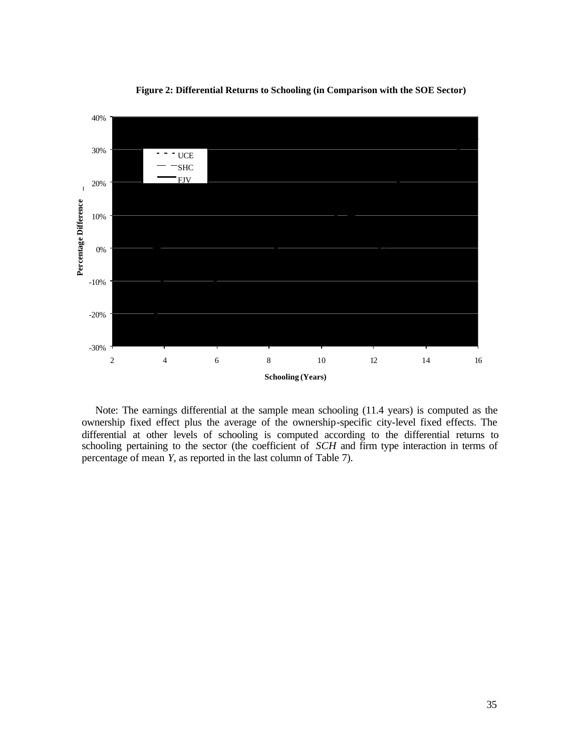**Figure 2: Differential Returns to Schooling (in Comparison with the SOE Sector)**

Note: The earnings differential at the sample mean schooling (11.4 years) is computed as the ownership fixed effect plus the average of the ownership-specific city-level fixed effects. The differential at other levels of schooling is computed according to the differential returns to schooling pertaining to the sector (the coefficient of *SCH* and firm type interaction in terms of percentage of mean *Y*, as reported in the last column of Table 7).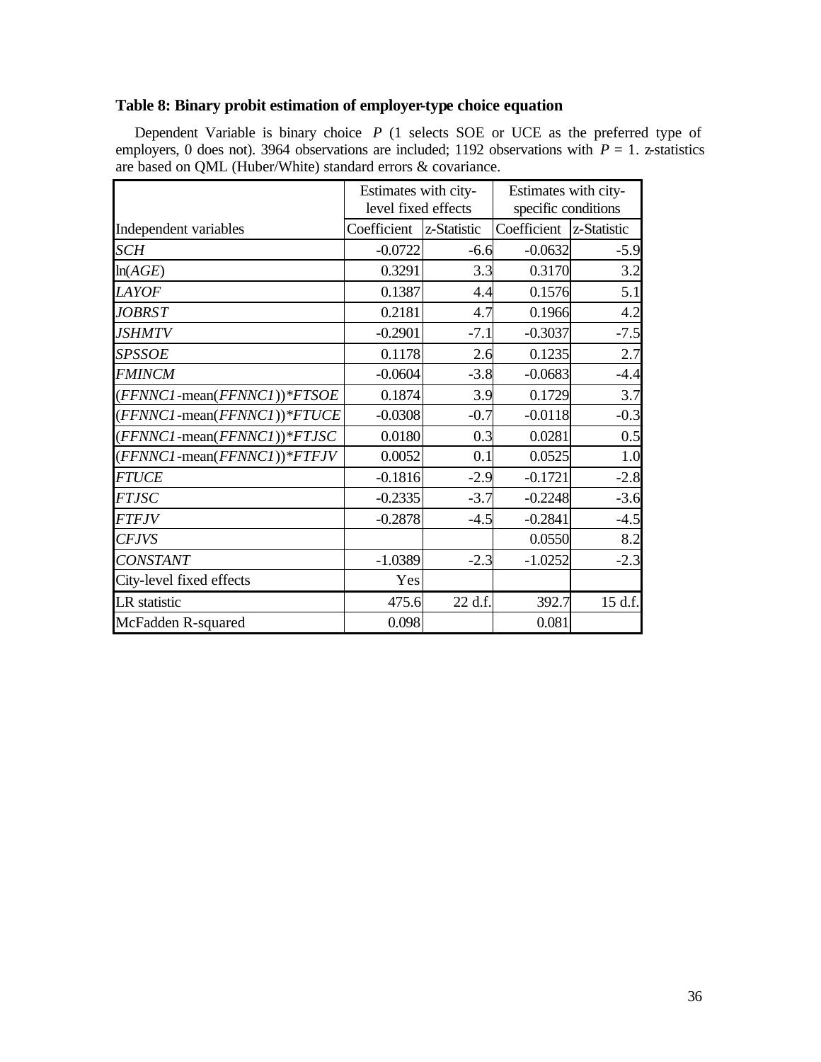**Table 8: Binary probit estimation of employer-type choice equation**

Dependent Variable is binary choice *P* (1 selects SOE or UCE as the preferred type of employers, 0 does not). 3964 observations are included; 1192 observations with *P* = 1. z-statistics are based on QML (Huber/White) standard errors & covariance.

| | Estimates with city-level fixed effects | | Estimates with city-specific conditions | |
|---|---|---|---|---|
| Independent variables | Coefficient | z-Statistic | Coefficient | z-Statistic |
| *SCH* | -0.0722 | -6.6 | -0.0632 | -5.9 |
| ln(*AGE*) | 0.3291 | 3.3 | 0.3170 | 3.2 |
| *LAYOF* | 0.1387 | 4.4 | 0.1576 | 5.1 |
| *JOBRST* | 0.2181 | 4.7 | 0.1966 | 4.2 |
| *JSHMTV* | -0.2901 | -7.1 | -0.3037 | -7.5 |
| *SPSSOE* | 0.1178 | 2.6 | 0.1235 | 2.7 |
| *FMINCM* | -0.0604 | -3.8 | -0.0683 | -4.4 |
| (*FFNNC1*-mean(*FFNNC1*))**FTSOE* | 0.1874 | 3.9 | 0.1729 | 3.7 |
| (*FFNNC1*-mean(*FFNNC1*))**FTUCE* | -0.0308 | -0.7 | -0.0118 | -0.3 |
| (*FFNNC1*-mean(*FFNNC1*))**FTJSC* | 0.0180 | 0.3 | 0.0281 | 0.5 |
| (*FFNNC1*-mean(*FFNNC1*))**FTFJV* | 0.0052 | 0.1 | 0.0525 | 1.0 |
| *FTUCE* | -0.1816 | -2.9 | -0.1721 | -2.8 |
| *FTJSC* | -0.2335 | -3.7 | -0.2248 | -3.6 |
| *FTFJV* | -0.2878 | -4.5 | -0.2841 | -4.5 |
| *CFJVS* | | | 0.0550 | 8.2 |
| *CONSTANT* | -1.0389 | -2.3 | -1.0252 | -2.3 |
| City-level fixed effects | Yes | | | |
| LR statistic | 475.6 | 22 d.f. | 392.7 | 15 d.f. |
| McFadden R-squared | 0.098 | | 0.081 | |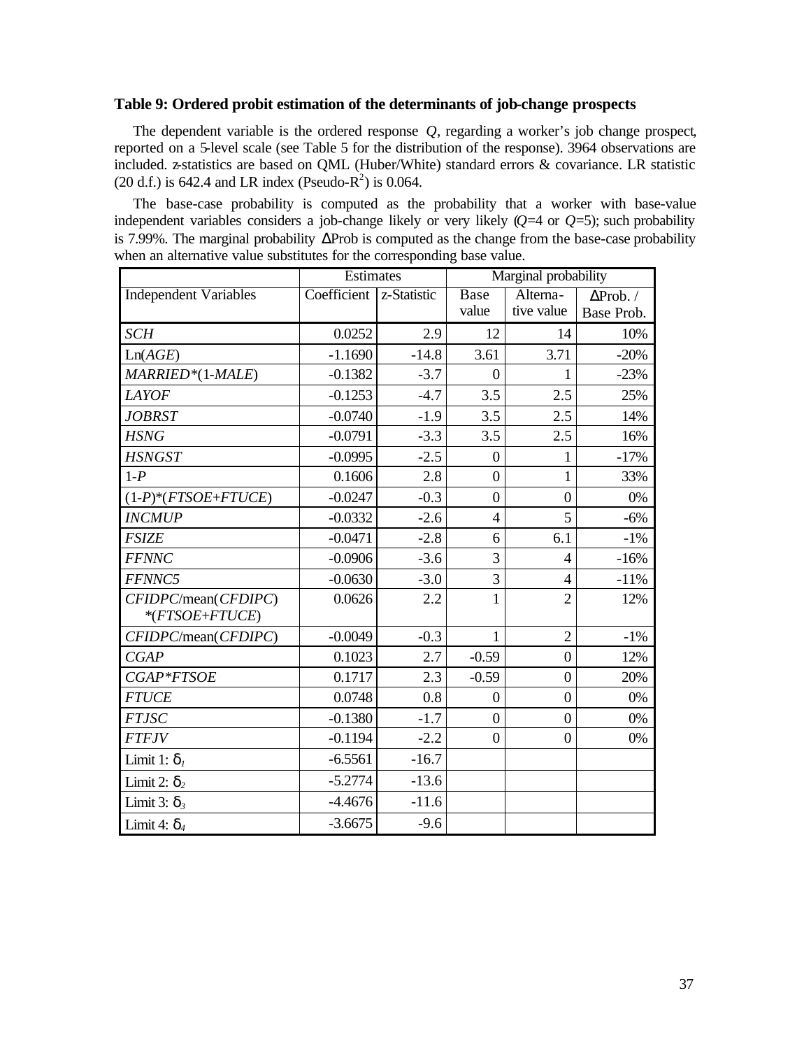**Table 9: Ordered probit estimation of the determinants of job-change prospects**

The dependent variable is the ordered response *Q*, regarding a worker's job change prospect, reported on a 5-level scale (see Table 5 for the distribution of the response). 3964 observations are included. z-statistics are based on QML (Huber/White) standard errors & covariance. LR statistic (20 d.f.) is 642.4 and LR index (Pseudo-$R^2$) is 0.064.

The base-case probability is computed as the probability that a worker with base-value independent variables considers a job-change likely or very likely ($Q$=4 or $Q$=5); such probability is 7.99%. The marginal probability ΔProb is computed as the change from the base-case probability when an alternative value substitutes for the corresponding base value.

| | Estimates | | Marginal probability | | |
|---|---|---|---|---|---|
| Independent Variables | Coefficient | z-Statistic | Base value | Alterna-tive value | ΔProb. / Base Prob. |
| *SCH* | 0.0252 | 2.9 | 12 | 14 | 10% |
| Ln(*AGE*) | -1.1690 | -14.8 | 3.61 | 3.71 | -20% |
| *MARRIED**(1-*MALE*) | -0.1382 | -3.7 | 0 | 1 | -23% |
| *LAYOF* | -0.1253 | -4.7 | 3.5 | 2.5 | 25% |
| *JOBRST* | -0.0740 | -1.9 | 3.5 | 2.5 | 14% |
| *HSNG* | -0.0791 | -3.3 | 3.5 | 2.5 | 16% |
| *HSNGST* | -0.0995 | -2.5 | 0 | 1 | -17% |
| 1-*P* | 0.1606 | 2.8 | 0 | 1 | 33% |
| (1-*P*)*(*FTSOE*+*FTUCE*) | -0.0247 | -0.3 | 0 | 0 | 0% |
| *INCMUP* | -0.0332 | -2.6 | 4 | 5 | -6% |
| *FSIZE* | -0.0471 | -2.8 | 6 | 6.1 | -1% |
| *FFNNC* | -0.0906 | -3.6 | 3 | 4 | -16% |
| *FFNNC5* | -0.0630 | -3.0 | 3 | 4 | -11% |
| *CFIDPC*/mean(*CFDIPC*) *(*FTSOE*+*FTUCE*) | 0.0626 | 2.2 | 1 | 2 | 12% |
| *CFIDPC*/mean(*CFDIPC*) | -0.0049 | -0.3 | 1 | 2 | -1% |
| *CGAP* | 0.1023 | 2.7 | -0.59 | 0 | 12% |
| *CGAP*\**FTSOE* | 0.1717 | 2.3 | -0.59 | 0 | 20% |
| *FTUCE* | 0.0748 | 0.8 | 0 | 0 | 0% |
| *FTJSC* | -0.1380 | -1.7 | 0 | 0 | 0% |
| *FTFJV* | -0.1194 | -2.2 | 0 | 0 | 0% |
| Limit 1: $\delta_1$ | -6.5561 | -16.7 | | | |
| Limit 2: $\delta_2$ | -5.2774 | -13.6 | | | |
| Limit 3: $\delta_3$ | -4.4676 | -11.6 | | | |
| Limit 4: $\delta_4$ | -3.6675 | -9.6 | | | |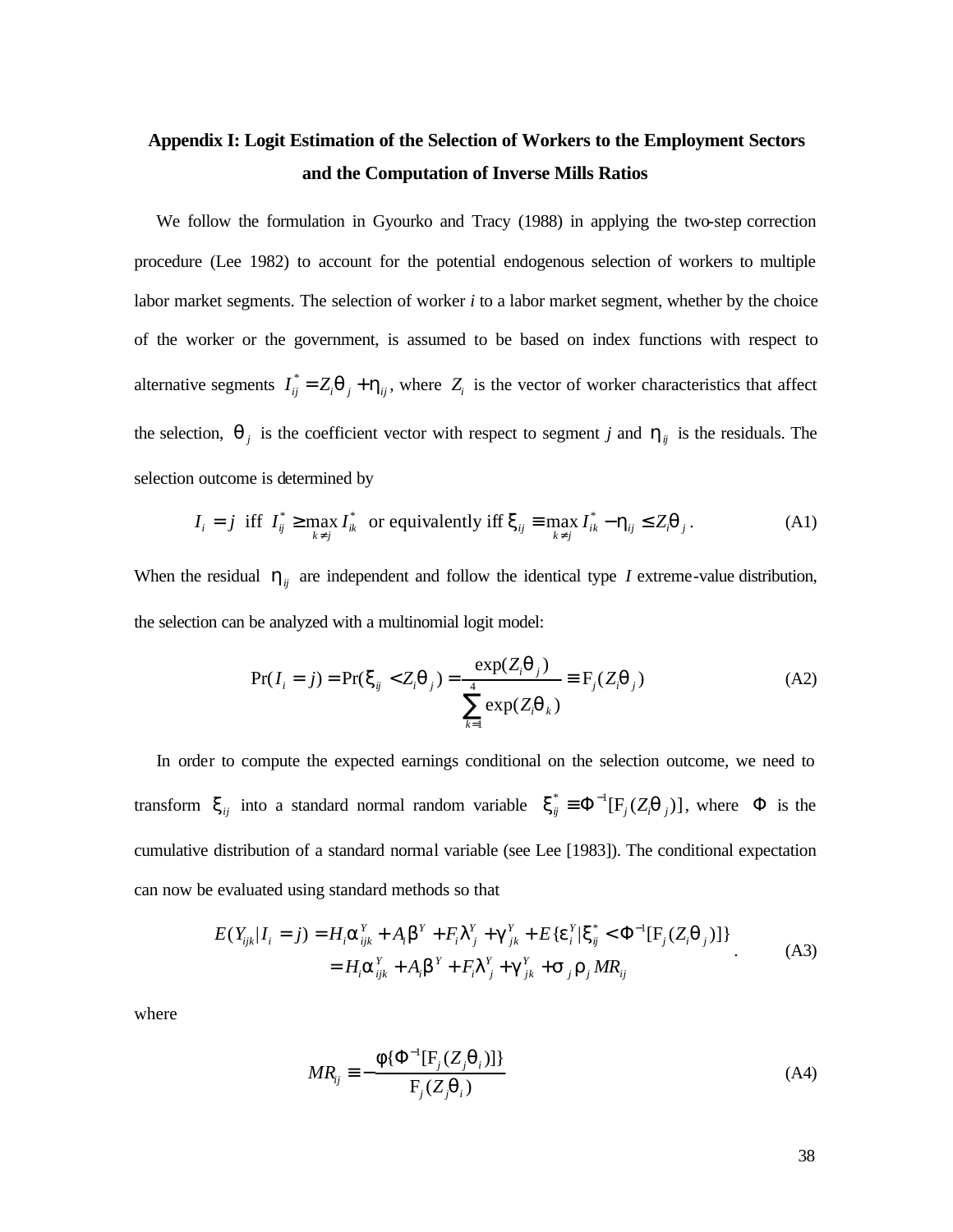## Appendix I: Logit Estimation of the Selection of Workers to the Employment Sectors and the Computation of Inverse Mills Ratios

We follow the formulation in Gyourko and Tracy (1988) in applying the two-step correction procedure (Lee 1982) to account for the potential endogenous selection of workers to multiple labor market segments. The selection of worker *i* to a labor market segment, whether by the choice of the worker or the government, is assumed to be based on index functions with respect to alternative segments $I_{ij}^* = Z_i\theta_j + \eta_{ij}$, where $Z_i$ is the vector of worker characteristics that affect the selection, $\theta_j$ is the coefficient vector with respect to segment *j* and $\eta_{ij}$ is the residuals. The selection outcome is determined by

$$I_i = j \text{ iff } I_{ij}^* \geq \max_{k \neq j} I_{ik}^* \text{ or equivalently iff } \xi_{ij} \equiv \max_{k \neq j} I_{ik}^* - \eta_{ij} \leq Z_i\theta_j . \tag{A1}$$

When the residual $\eta_{ij}$ are independent and follow the identical type *I* extreme-value distribution, the selection can be analyzed with a multinomial logit model:

$$\Pr(I_i = j) = \Pr(\xi_{ij} < Z_i\theta_j) = \frac{\exp(Z_i\theta_j)}{\sum_{k=1}^{4}\exp(Z_i\theta_k)} \equiv \mathrm{F}_j(Z_i\theta_j) \tag{A2}$$

In order to compute the expected earnings conditional on the selection outcome, we need to transform $\xi_{ij}$ into a standard normal random variable $\xi_{ij}^* \equiv \Phi^{-1}[\mathrm{F}_j(Z_i\theta_j)]$, where $\Phi$ is the cumulative distribution of a standard normal variable (see Lee [1983]). The conditional expectation can now be evaluated using standard methods so that

$$\begin{aligned} E(Y_{ijk}|I_i = j) &= H_i\alpha_{ijk}^Y + A_i\beta^Y + F_i\lambda_j^Y + \gamma_{jk}^Y + E\{\varepsilon_i^Y|\xi_{ij}^* < \Phi^{-1}[\mathrm{F}_j(Z_i\theta_j)]\} \\ &= H_i\alpha_{ijk}^Y + A_i\beta^Y + F_i\lambda_j^Y + \gamma_{jk}^Y + \sigma_j\rho_j MR_{ij} \end{aligned} . \tag{A3}$$

where

$$MR_{ij} \equiv -\frac{\phi\{\Phi^{-1}[\mathrm{F}_j(Z_j\theta_i)]\}}{\mathrm{F}_j(Z_j\theta_i)} \tag{A4}$$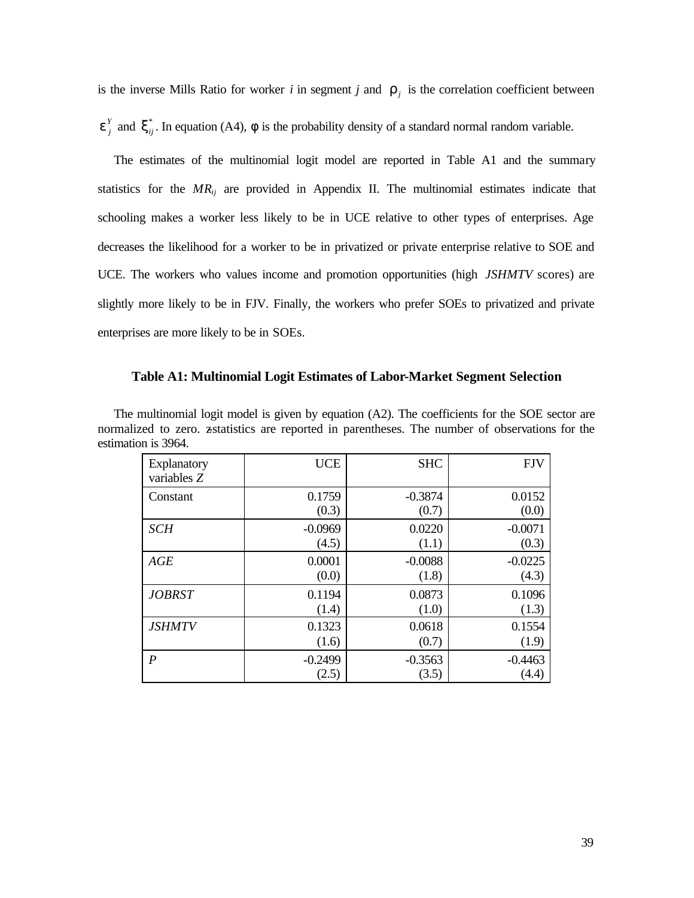is the inverse Mills Ratio for worker *i* in segment *j* and $\rho_j$ is the correlation coefficient between $\varepsilon_j^Y$ and $\xi_{ij}^*$. In equation (A4), $\phi$ is the probability density of a standard normal random variable.

The estimates of the multinomial logit model are reported in Table A1 and the summary statistics for the $MR_{ij}$ are provided in Appendix II. The multinomial estimates indicate that schooling makes a worker less likely to be in UCE relative to other types of enterprises. Age decreases the likelihood for a worker to be in privatized or private enterprise relative to SOE and UCE. The workers who values income and promotion opportunities (high *JSHMTV* scores) are slightly more likely to be in FJV. Finally, the workers who prefer SOEs to privatized and private enterprises are more likely to be in SOEs.

### Table A1: Multinomial Logit Estimates of Labor-Market Segment Selection

The multinomial logit model is given by equation (A2). The coefficients for the SOE sector are normalized to zero. z-statistics are reported in parentheses. The number of observations for the estimation is 3964.

| Explanatory variables *Z* | UCE | SHC | FJV |
|---|---|---|---|
| Constant | 0.1759<br>(0.3) | -0.3874<br>(0.7) | 0.0152<br>(0.0) |
| *SCH* | -0.0969<br>(4.5) | 0.0220<br>(1.1) | -0.0071<br>(0.3) |
| *AGE* | 0.0001<br>(0.0) | -0.0088<br>(1.8) | -0.0225<br>(4.3) |
| *JOBRST* | 0.1194<br>(1.4) | 0.0873<br>(1.0) | 0.1096<br>(1.3) |
| *JSHMTV* | 0.1323<br>(1.6) | 0.0618<br>(0.7) | 0.1554<br>(1.9) |
| *P* | -0.2499<br>(2.5) | -0.3563<br>(3.5) | -0.4463<br>(4.4) |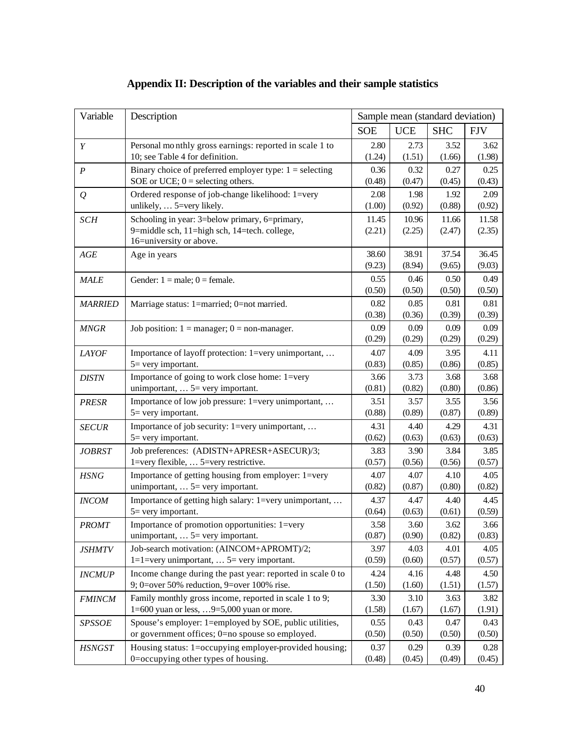## Appendix II: Description of the variables and their sample statistics

| Variable | Description | Sample mean (standard deviation) | | | |
|---|---|---|---|---|---|
| | | SOE | UCE | SHC | FJV |
| *Y* | Personal monthly gross earnings: reported in scale 1 to 10; see Table 4 for definition. | 2.80 (1.24) | 2.73 (1.51) | 3.52 (1.66) | 3.62 (1.98) |
| *P* | Binary choice of preferred employer type: 1 = selecting SOE or UCE; 0 = selecting others. | 0.36 (0.48) | 0.32 (0.47) | 0.27 (0.45) | 0.25 (0.43) |
| *Q* | Ordered response of job-change likelihood: 1=very unlikely, … 5=very likely. | 2.08 (1.00) | 1.98 (0.92) | 1.92 (0.88) | 2.09 (0.92) |
| *SCH* | Schooling in year: 3=below primary, 6=primary, 9=middle sch, 11=high sch, 14=tech. college, 16=university or above. | 11.45 (2.21) | 10.96 (2.25) | 11.66 (2.47) | 11.58 (2.35) |
| *AGE* | Age in years | 38.60 (9.23) | 38.91 (8.94) | 37.54 (9.65) | 36.45 (9.03) |
| *MALE* | Gender: 1 = male; 0 = female. | 0.55 (0.50) | 0.46 (0.50) | 0.50 (0.50) | 0.49 (0.50) |
| *MARRIED* | Marriage status: 1=married; 0=not married. | 0.82 (0.38) | 0.85 (0.36) | 0.81 (0.39) | 0.81 (0.39) |
| *MNGR* | Job position: 1 = manager; 0 = non-manager. | 0.09 (0.29) | 0.09 (0.29) | 0.09 (0.29) | 0.09 (0.29) |
| *LAYOF* | Importance of layoff protection: 1=very unimportant, … 5= very important. | 4.07 (0.83) | 4.09 (0.85) | 3.95 (0.86) | 4.11 (0.85) |
| *DISTN* | Importance of going to work close home: 1=very unimportant, … 5= very important. | 3.66 (0.81) | 3.73 (0.82) | 3.68 (0.80) | 3.68 (0.86) |
| *PRESR* | Importance of low job pressure: 1=very unimportant, … 5= very important. | 3.51 (0.88) | 3.57 (0.89) | 3.55 (0.87) | 3.56 (0.89) |
| *SECUR* | Importance of job security: 1=very unimportant, … 5= very important. | 4.31 (0.62) | 4.40 (0.63) | 4.29 (0.63) | 4.31 (0.63) |
| *JOBRST* | Job preferences: (ADISTN+APRESR+ASECUR)/3; 1=very flexible, … 5=very restrictive. | 3.83 (0.57) | 3.90 (0.56) | 3.84 (0.56) | 3.85 (0.57) |
| *HSNG* | Importance of getting housing from employer: 1=very unimportant, … 5= very important. | 4.07 (0.82) | 4.07 (0.87) | 4.10 (0.80) | 4.05 (0.82) |
| *INCOM* | Importance of getting high salary: 1=very unimportant, … 5= very important. | 4.37 (0.64) | 4.47 (0.63) | 4.40 (0.61) | 4.45 (0.59) |
| *PROMT* | Importance of promotion opportunities: 1=very unimportant, … 5= very important. | 3.58 (0.87) | 3.60 (0.90) | 3.62 (0.82) | 3.66 (0.83) |
| *JSHMTV* | Job-search motivation: (AINCOM+APROMT)/2; 1=1=very unimportant, … 5= very important. | 3.97 (0.59) | 4.03 (0.60) | 4.01 (0.57) | 4.05 (0.57) |
| *INCMUP* | Income change during the past year: reported in scale 0 to 9; 0=over 50% reduction, 9=over 100% rise. | 4.24 (1.50) | 4.16 (1.60) | 4.48 (1.51) | 4.50 (1.57) |
| *FMINCM* | Family monthly gross income, reported in scale 1 to 9; 1=600 yuan or less, …9=5,000 yuan or more. | 3.30 (1.58) | 3.10 (1.67) | 3.63 (1.67) | 3.82 (1.91) |
| *SPSSOE* | Spouse's employer: 1=employed by SOE, public utilities, or government offices; 0=no spouse so employed. | 0.55 (0.50) | 0.43 (0.50) | 0.47 (0.50) | 0.43 (0.50) |
| *HSNGST* | Housing status: 1=occupying employer-provided housing; 0=occupying other types of housing. | 0.37 (0.48) | 0.29 (0.45) | 0.39 (0.49) | 0.28 (0.45) |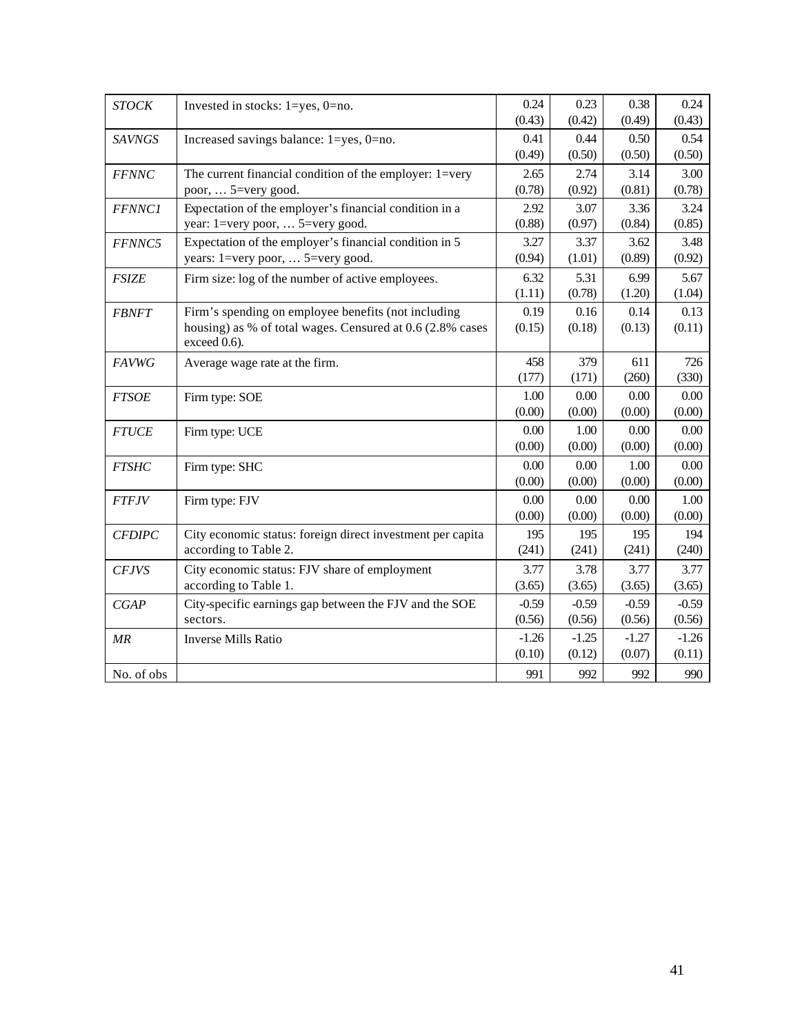| | | | | | |
|---|---|---|---|---|---|
| *STOCK* | Invested in stocks: 1=yes, 0=no. | 0.24<br>(0.43) | 0.23<br>(0.42) | 0.38<br>(0.49) | 0.24<br>(0.43) |
| *SAVNGS* | Increased savings balance: 1=yes, 0=no. | 0.41<br>(0.49) | 0.44<br>(0.50) | 0.50<br>(0.50) | 0.54<br>(0.50) |
| *FFNNC* | The current financial condition of the employer: 1=very poor, … 5=very good. | 2.65<br>(0.78) | 2.74<br>(0.92) | 3.14<br>(0.81) | 3.00<br>(0.78) |
| *FFNNC1* | Expectation of the employer's financial condition in a year: 1=very poor, … 5=very good. | 2.92<br>(0.88) | 3.07<br>(0.97) | 3.36<br>(0.84) | 3.24<br>(0.85) |
| *FFNNC5* | Expectation of the employer's financial condition in 5 years: 1=very poor, … 5=very good. | 3.27<br>(0.94) | 3.37<br>(1.01) | 3.62<br>(0.89) | 3.48<br>(0.92) |
| *FSIZE* | Firm size: log of the number of active employees. | 6.32<br>(1.11) | 5.31<br>(0.78) | 6.99<br>(1.20) | 5.67<br>(1.04) |
| *FBNFT* | Firm's spending on employee benefits (not including housing) as % of total wages. Censured at 0.6 (2.8% cases exceed 0.6). | 0.19<br>(0.15) | 0.16<br>(0.18) | 0.14<br>(0.13) | 0.13<br>(0.11) |
| *FAVWG* | Average wage rate at the firm. | 458<br>(177) | 379<br>(171) | 611<br>(260) | 726<br>(330) |
| *FTSOE* | Firm type: SOE | 1.00<br>(0.00) | 0.00<br>(0.00) | 0.00<br>(0.00) | 0.00<br>(0.00) |
| *FTUCE* | Firm type: UCE | 0.00<br>(0.00) | 1.00<br>(0.00) | 0.00<br>(0.00) | 0.00<br>(0.00) |
| *FTSHC* | Firm type: SHC | 0.00<br>(0.00) | 0.00<br>(0.00) | 1.00<br>(0.00) | 0.00<br>(0.00) |
| *FTFJV* | Firm type: FJV | 0.00<br>(0.00) | 0.00<br>(0.00) | 0.00<br>(0.00) | 1.00<br>(0.00) |
| *CFDIPC* | City economic status: foreign direct investment per capita according to Table 2. | 195<br>(241) | 195<br>(241) | 195<br>(241) | 194<br>(240) |
| *CFJVS* | City economic status: FJV share of employment according to Table 1. | 3.77<br>(3.65) | 3.78<br>(3.65) | 3.77<br>(3.65) | 3.77<br>(3.65) |
| *CGAP* | City-specific earnings gap between the FJV and the SOE sectors. | -0.59<br>(0.56) | -0.59<br>(0.56) | -0.59<br>(0.56) | -0.59<br>(0.56) |
| *MR* | Inverse Mills Ratio | -1.26<br>(0.10) | -1.25<br>(0.12) | -1.27<br>(0.07) | -1.26<br>(0.11) |
| No. of obs | | 991 | 992 | 992 | 990 |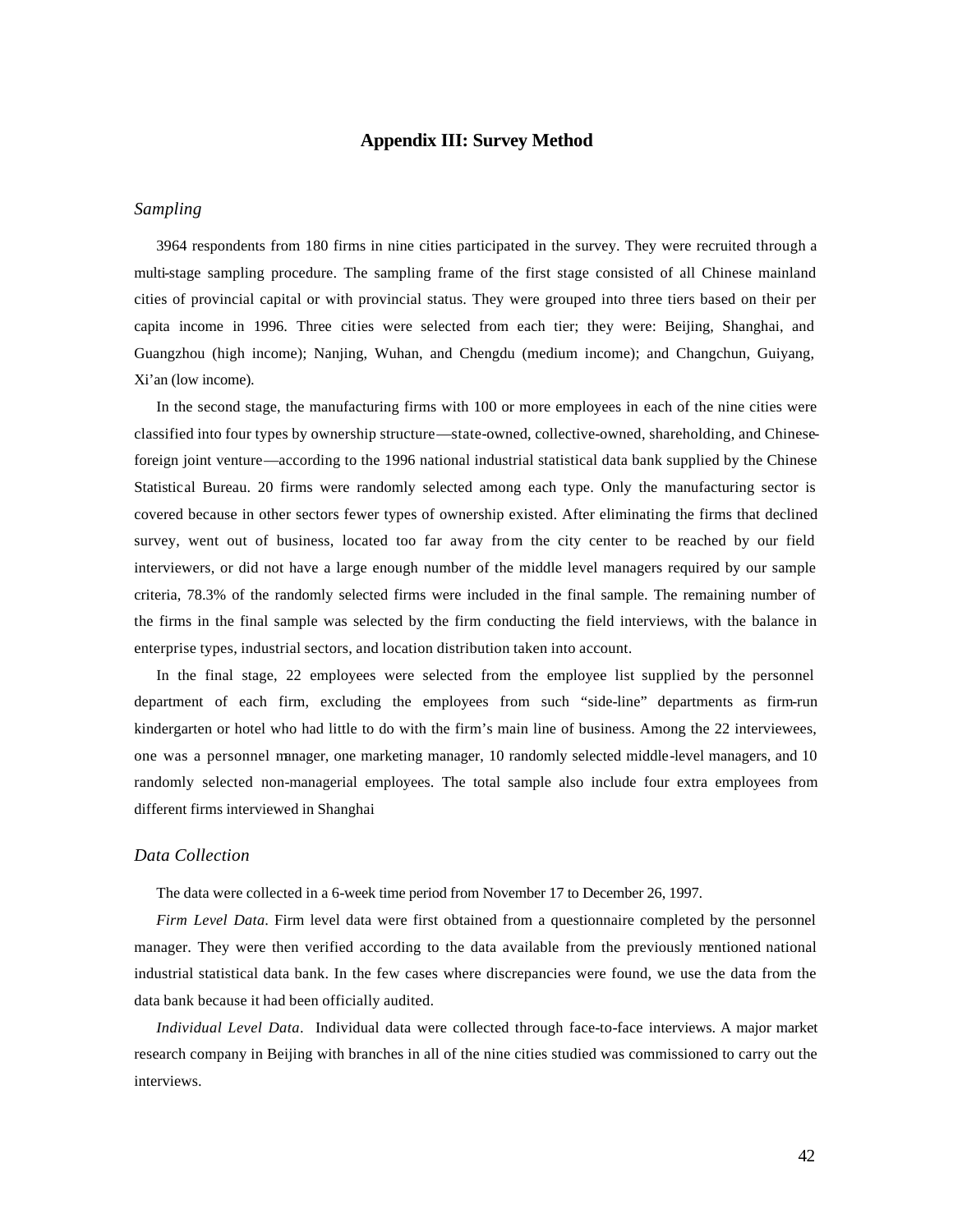## Appendix III: Survey Method

### *Sampling*

3964 respondents from 180 firms in nine cities participated in the survey. They were recruited through a multi-stage sampling procedure. The sampling frame of the first stage consisted of all Chinese mainland cities of provincial capital or with provincial status. They were grouped into three tiers based on their per capita income in 1996. Three cities were selected from each tier; they were: Beijing, Shanghai, and Guangzhou (high income); Nanjing, Wuhan, and Chengdu (medium income); and Changchun, Guiyang, Xi'an (low income).

In the second stage, the manufacturing firms with 100 or more employees in each of the nine cities were classified into four types by ownership structure—state-owned, collective-owned, shareholding, and Chinese-foreign joint venture—according to the 1996 national industrial statistical data bank supplied by the Chinese Statistical Bureau. 20 firms were randomly selected among each type. Only the manufacturing sector is covered because in other sectors fewer types of ownership existed. After eliminating the firms that declined survey, went out of business, located too far away from the city center to be reached by our field interviewers, or did not have a large enough number of the middle level managers required by our sample criteria, 78.3% of the randomly selected firms were included in the final sample. The remaining number of the firms in the final sample was selected by the firm conducting the field interviews, with the balance in enterprise types, industrial sectors, and location distribution taken into account.

In the final stage, 22 employees were selected from the employee list supplied by the personnel department of each firm, excluding the employees from such "side-line" departments as firm-run kindergarten or hotel who had little to do with the firm's main line of business. Among the 22 interviewees, one was a personnel manager, one marketing manager, 10 randomly selected middle-level managers, and 10 randomly selected non-managerial employees. The total sample also include four extra employees from different firms interviewed in Shanghai

### *Data Collection*

The data were collected in a 6-week time period from November 17 to December 26, 1997.

*Firm Level Data*. Firm level data were first obtained from a questionnaire completed by the personnel manager. They were then verified according to the data available from the previously mentioned national industrial statistical data bank. In the few cases where discrepancies were found, we use the data from the data bank because it had been officially audited.

*Individual Level Data*. Individual data were collected through face-to-face interviews. A major market research company in Beijing with branches in all of the nine cities studied was commissioned to carry out the interviews.